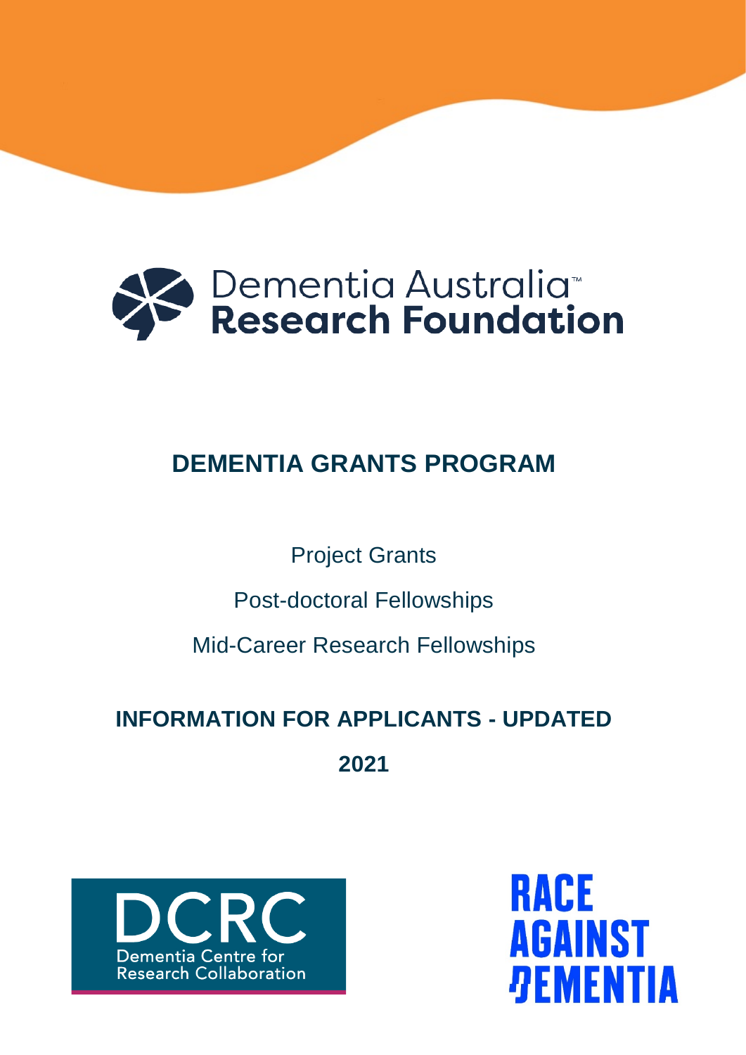Dementia Australia™ **Research Foundation**

# DEMENTIA GRANTS PROGRAM

Project Grants

Post-doctoral Fellowships

Mid-Career Research Fellowships

## INFORMATION FOR APPLICANTS - UPDATED 2021

DCRC Dementia Centre for Research Collaboration

RACE AGAINST DEMENTIA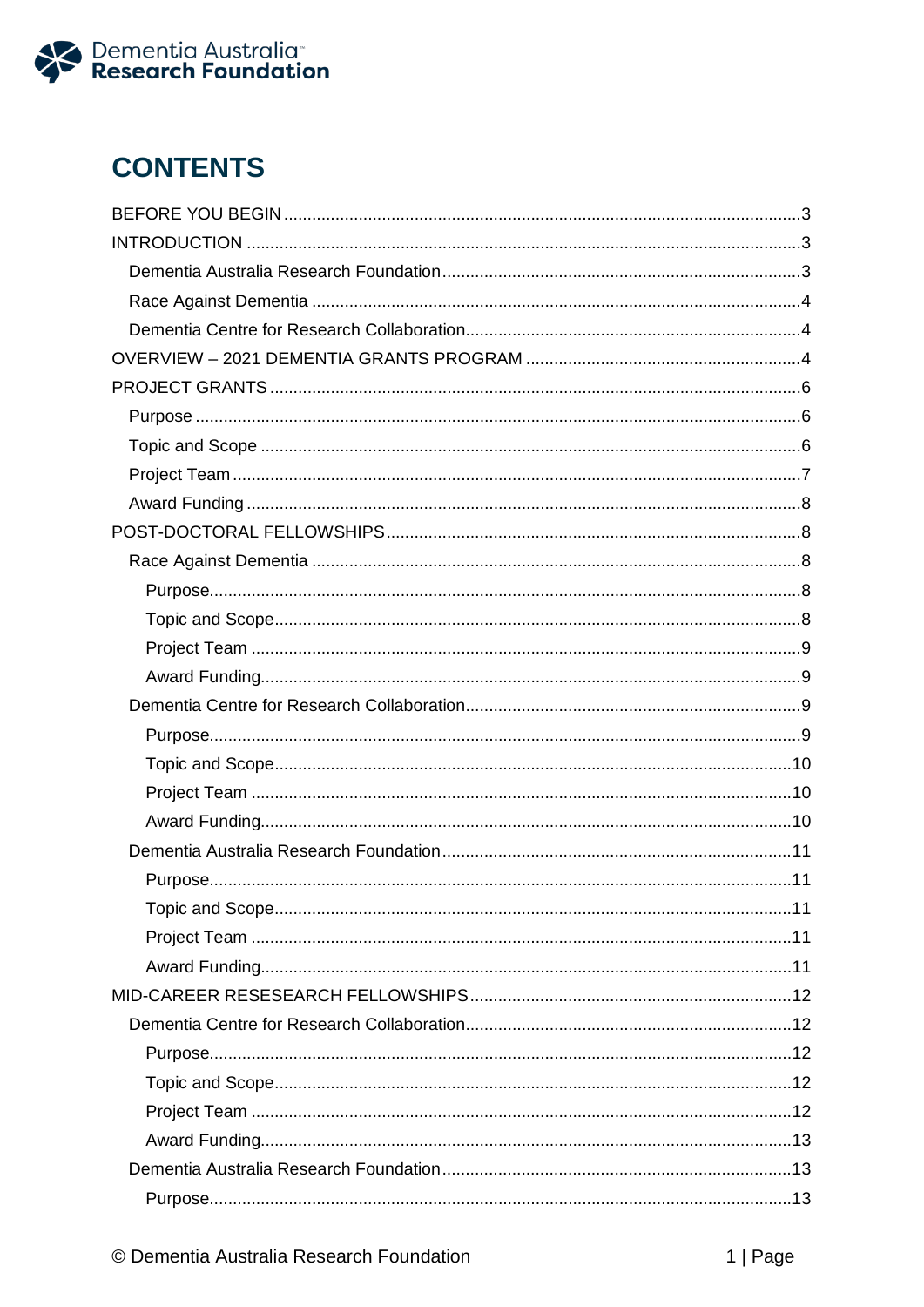# CONTENTS

- BEFORE YOU BEGIN .....3
- INTRODUCTION .....3
  - Dementia Australia Research Foundation .....3
  - Race Against Dementia .....4
  - Dementia Centre for Research Collaboration .....4
- OVERVIEW – 2021 DEMENTIA GRANTS PROGRAM .....4
- PROJECT GRANTS .....6
  - Purpose .....6
  - Topic and Scope .....6
  - Project Team .....7
  - Award Funding .....8
- POST-DOCTORAL FELLOWSHIPS .....8
  - Race Against Dementia .....8
    - Purpose .....8
    - Topic and Scope .....8
    - Project Team .....9
    - Award Funding .....9
  - Dementia Centre for Research Collaboration .....9
    - Purpose .....9
    - Topic and Scope .....10
    - Project Team .....10
    - Award Funding .....10
  - Dementia Australia Research Foundation .....11
    - Purpose .....11
    - Topic and Scope .....11
    - Project Team .....11
    - Award Funding .....11
- MID-CAREER RESESEARCH FELLOWSHIPS .....12
  - Dementia Centre for Research Collaboration .....12
    - Purpose .....12
    - Topic and Scope .....12
    - Project Team .....12
    - Award Funding .....13
  - Dementia Australia Research Foundation .....13
    - Purpose .....13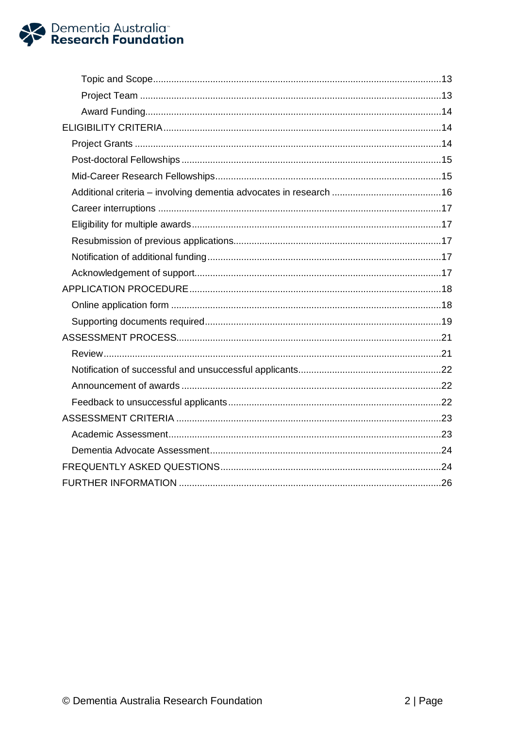Topic and Scope ..... 13
Project Team ..... 13
Award Funding ..... 14
ELIGIBILITY CRITERIA ..... 14
Project Grants ..... 14
Post-doctoral Fellowships ..... 15
Mid-Career Research Fellowships ..... 15
Additional criteria – involving dementia advocates in research ..... 16
Career interruptions ..... 17
Eligibility for multiple awards ..... 17
Resubmission of previous applications ..... 17
Notification of additional funding ..... 17
Acknowledgement of support ..... 17
APPLICATION PROCEDURE ..... 18
Online application form ..... 18
Supporting documents required ..... 19
ASSESSMENT PROCESS ..... 21
Review ..... 21
Notification of successful and unsuccessful applicants ..... 22
Announcement of awards ..... 22
Feedback to unsuccessful applicants ..... 22
ASSESSMENT CRITERIA ..... 23
Academic Assessment ..... 23
Dementia Advocate Assessment ..... 24
FREQUENTLY ASKED QUESTIONS ..... 24
FURTHER INFORMATION ..... 26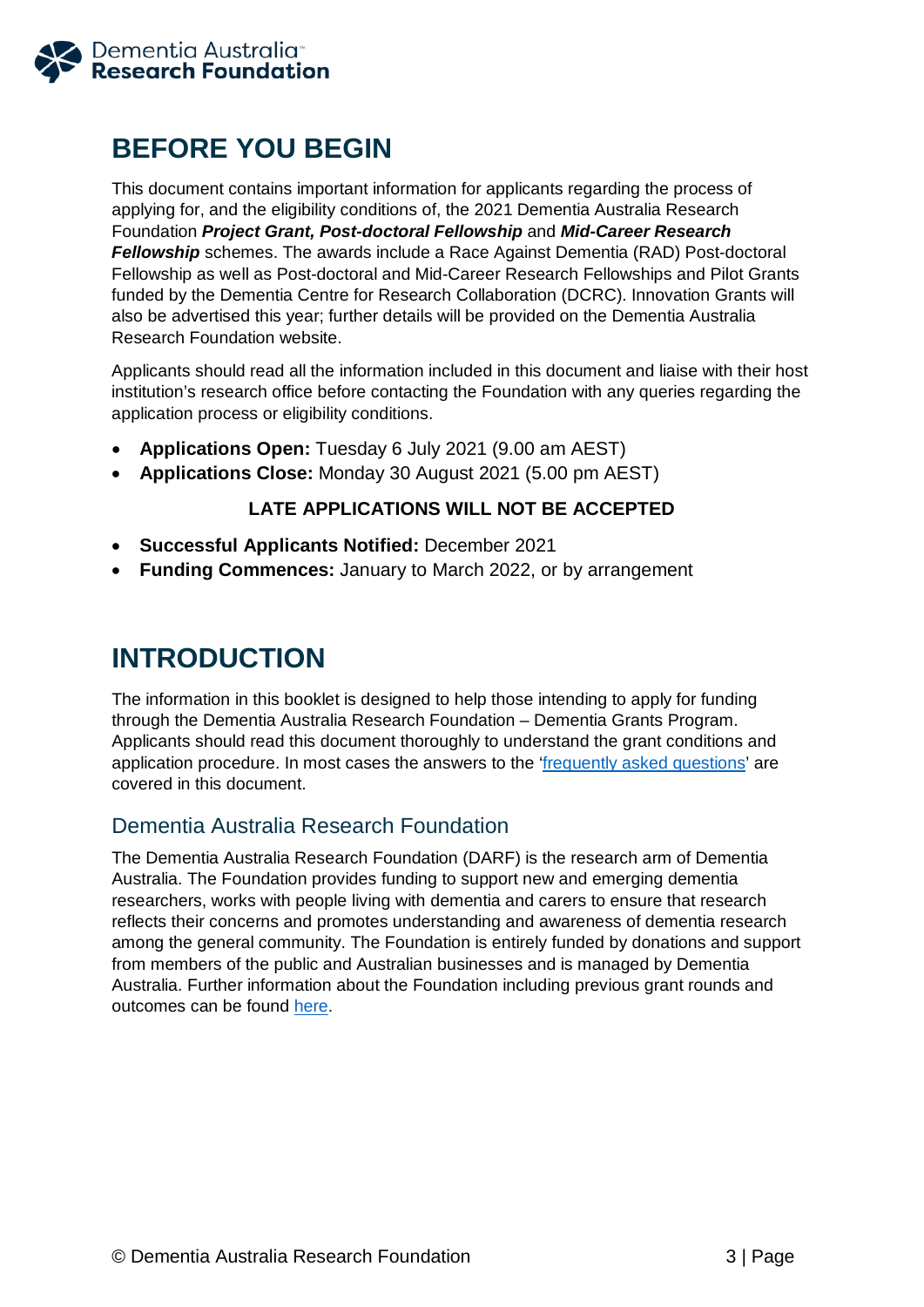# BEFORE YOU BEGIN

This document contains important information for applicants regarding the process of applying for, and the eligibility conditions of, the 2021 Dementia Australia Research Foundation ***Project Grant, Post-doctoral Fellowship*** and ***Mid-Career Research Fellowship*** schemes. The awards include a Race Against Dementia (RAD) Post-doctoral Fellowship as well as Post-doctoral and Mid-Career Research Fellowships and Pilot Grants funded by the Dementia Centre for Research Collaboration (DCRC). Innovation Grants will also be advertised this year; further details will be provided on the Dementia Australia Research Foundation website.

Applicants should read all the information included in this document and liaise with their host institution's research office before contacting the Foundation with any queries regarding the application process or eligibility conditions.

- **Applications Open:** Tuesday 6 July 2021 (9.00 am AEST)
- **Applications Close:** Monday 30 August 2021 (5.00 pm AEST)

**LATE APPLICATIONS WILL NOT BE ACCEPTED**

- **Successful Applicants Notified:** December 2021
- **Funding Commences:** January to March 2022, or by arrangement

# INTRODUCTION

The information in this booklet is designed to help those intending to apply for funding through the Dementia Australia Research Foundation – Dementia Grants Program. Applicants should read this document thoroughly to understand the grant conditions and application procedure. In most cases the answers to the 'frequently asked questions' are covered in this document.

## Dementia Australia Research Foundation

The Dementia Australia Research Foundation (DARF) is the research arm of Dementia Australia. The Foundation provides funding to support new and emerging dementia researchers, works with people living with dementia and carers to ensure that research reflects their concerns and promotes understanding and awareness of dementia research among the general community. The Foundation is entirely funded by donations and support from members of the public and Australian businesses and is managed by Dementia Australia. Further information about the Foundation including previous grant rounds and outcomes can be found here.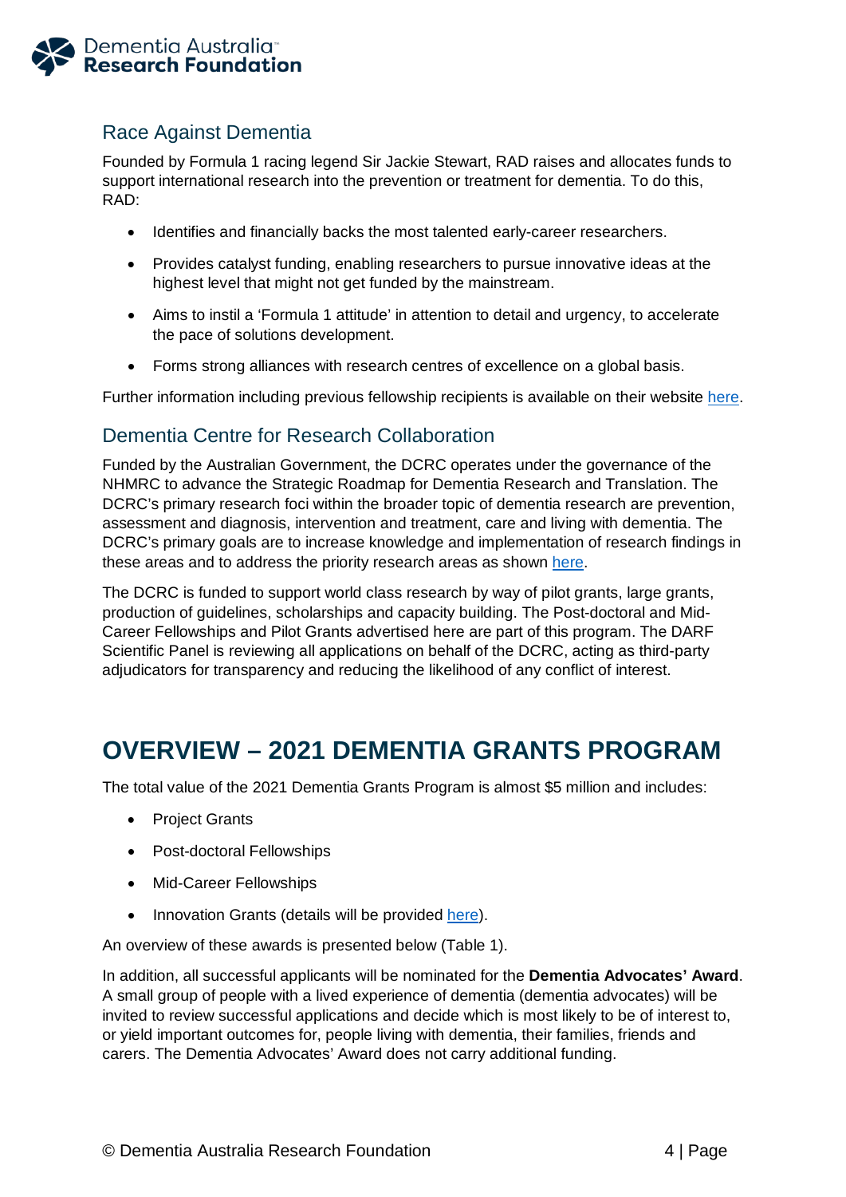## Race Against Dementia

Founded by Formula 1 racing legend Sir Jackie Stewart, RAD raises and allocates funds to support international research into the prevention or treatment for dementia. To do this, RAD:

- Identifies and financially backs the most talented early-career researchers.
- Provides catalyst funding, enabling researchers to pursue innovative ideas at the highest level that might not get funded by the mainstream.
- Aims to instil a 'Formula 1 attitude' in attention to detail and urgency, to accelerate the pace of solutions development.
- Forms strong alliances with research centres of excellence on a global basis.

Further information including previous fellowship recipients is available on their website here.

## Dementia Centre for Research Collaboration

Funded by the Australian Government, the DCRC operates under the governance of the NHMRC to advance the Strategic Roadmap for Dementia Research and Translation. The DCRC's primary research foci within the broader topic of dementia research are prevention, assessment and diagnosis, intervention and treatment, care and living with dementia. The DCRC's primary goals are to increase knowledge and implementation of research findings in these areas and to address the priority research areas as shown here.

The DCRC is funded to support world class research by way of pilot grants, large grants, production of guidelines, scholarships and capacity building. The Post-doctoral and Mid-Career Fellowships and Pilot Grants advertised here are part of this program. The DARF Scientific Panel is reviewing all applications on behalf of the DCRC, acting as third-party adjudicators for transparency and reducing the likelihood of any conflict of interest.

# OVERVIEW – 2021 DEMENTIA GRANTS PROGRAM

The total value of the 2021 Dementia Grants Program is almost $5 million and includes:

- Project Grants
- Post-doctoral Fellowships
- Mid-Career Fellowships
- Innovation Grants (details will be provided here).

An overview of these awards is presented below (Table 1).

In addition, all successful applicants will be nominated for the **Dementia Advocates' Award**. A small group of people with a lived experience of dementia (dementia advocates) will be invited to review successful applications and decide which is most likely to be of interest to, or yield important outcomes for, people living with dementia, their families, friends and carers. The Dementia Advocates' Award does not carry additional funding.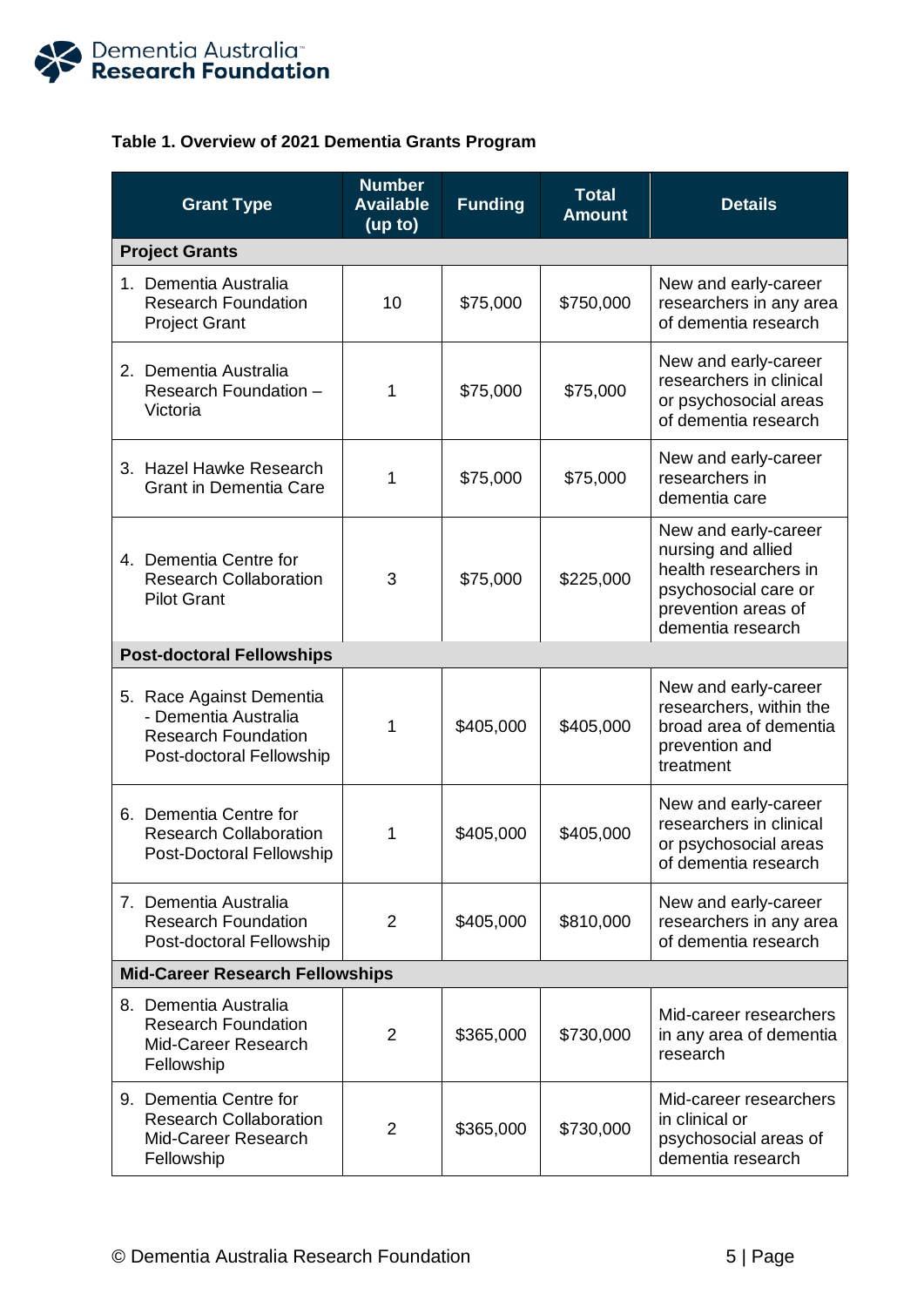**Table 1. Overview of 2021 Dementia Grants Program**

| Grant Type | Number Available (up to) | Funding | Total Amount | Details |
|---|---|---|---|---|
| **Project Grants** | | | | |
| 1. Dementia Australia Research Foundation Project Grant | 10 | $75,000 | $750,000 | New and early-career researchers in any area of dementia research |
| 2. Dementia Australia Research Foundation – Victoria | 1 | $75,000 | $75,000 | New and early-career researchers in clinical or psychosocial areas of dementia research |
| 3. Hazel Hawke Research Grant in Dementia Care | 1 | $75,000 | $75,000 | New and early-career researchers in dementia care |
| 4. Dementia Centre for Research Collaboration Pilot Grant | 3 | $75,000 | $225,000 | New and early-career nursing and allied health researchers in psychosocial care or prevention areas of dementia research |
| **Post-doctoral Fellowships** | | | | |
| 5. Race Against Dementia - Dementia Australia Research Foundation Post-doctoral Fellowship | 1 | $405,000 | $405,000 | New and early-career researchers, within the broad area of dementia prevention and treatment |
| 6. Dementia Centre for Research Collaboration Post-Doctoral Fellowship | 1 | $405,000 | $405,000 | New and early-career researchers in clinical or psychosocial areas of dementia research |
| 7. Dementia Australia Research Foundation Post-doctoral Fellowship | 2 | $405,000 | $810,000 | New and early-career researchers in any area of dementia research |
| **Mid-Career Research Fellowships** | | | | |
| 8. Dementia Australia Research Foundation Mid-Career Research Fellowship | 2 | $365,000 | $730,000 | Mid-career researchers in any area of dementia research |
| 9. Dementia Centre for Research Collaboration Mid-Career Research Fellowship | 2 | $365,000 | $730,000 | Mid-career researchers in clinical or psychosocial areas of dementia research |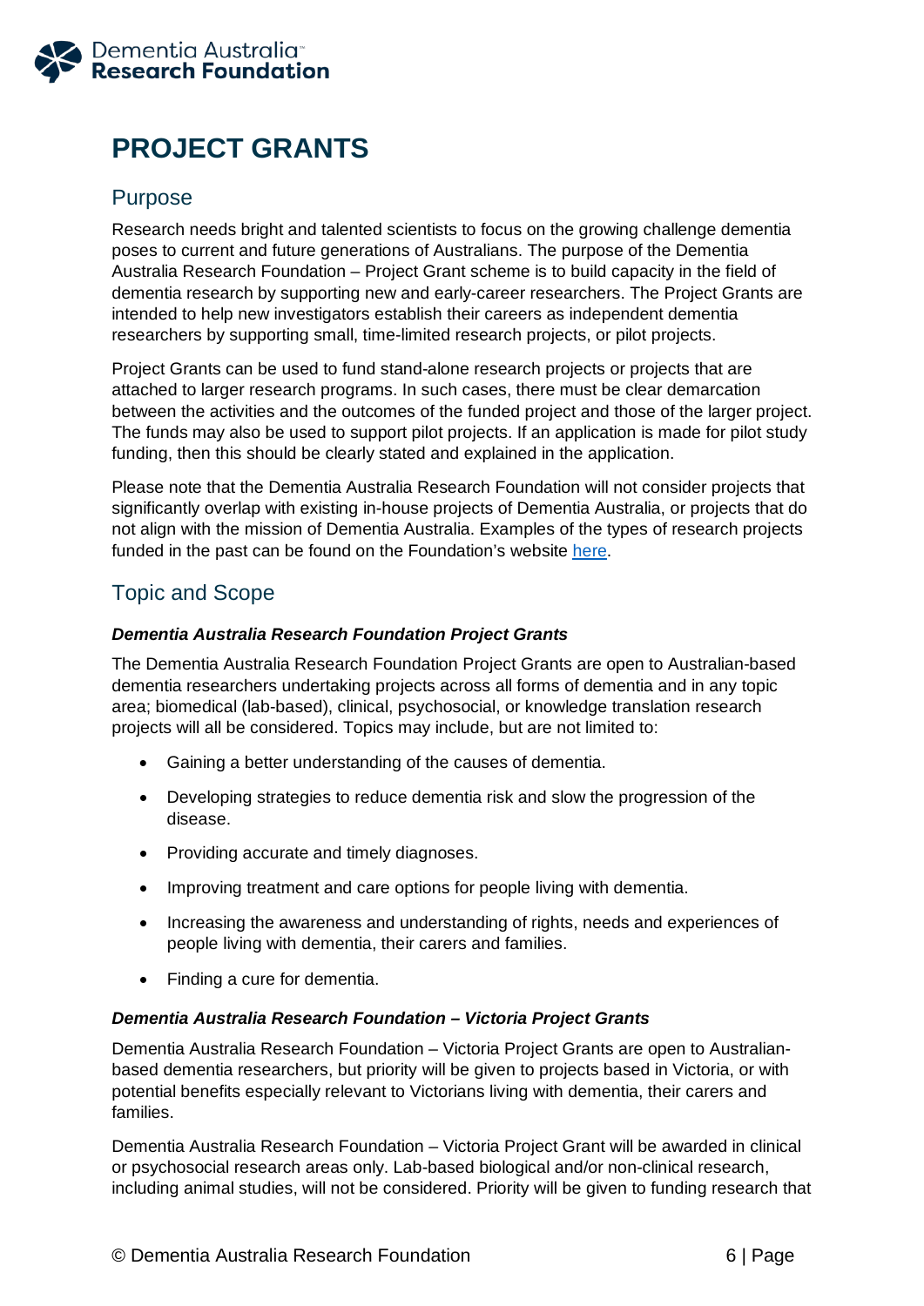# PROJECT GRANTS

## Purpose

Research needs bright and talented scientists to focus on the growing challenge dementia poses to current and future generations of Australians. The purpose of the Dementia Australia Research Foundation – Project Grant scheme is to build capacity in the field of dementia research by supporting new and early-career researchers. The Project Grants are intended to help new investigators establish their careers as independent dementia researchers by supporting small, time-limited research projects, or pilot projects.

Project Grants can be used to fund stand-alone research projects or projects that are attached to larger research programs. In such cases, there must be clear demarcation between the activities and the outcomes of the funded project and those of the larger project. The funds may also be used to support pilot projects. If an application is made for pilot study funding, then this should be clearly stated and explained in the application.

Please note that the Dementia Australia Research Foundation will not consider projects that significantly overlap with existing in-house projects of Dementia Australia, or projects that do not align with the mission of Dementia Australia. Examples of the types of research projects funded in the past can be found on the Foundation's website here.

## Topic and Scope

***Dementia Australia Research Foundation Project Grants***

The Dementia Australia Research Foundation Project Grants are open to Australian-based dementia researchers undertaking projects across all forms of dementia and in any topic area; biomedical (lab-based), clinical, psychosocial, or knowledge translation research projects will all be considered. Topics may include, but are not limited to:

- Gaining a better understanding of the causes of dementia.
- Developing strategies to reduce dementia risk and slow the progression of the disease.
- Providing accurate and timely diagnoses.
- Improving treatment and care options for people living with dementia.
- Increasing the awareness and understanding of rights, needs and experiences of people living with dementia, their carers and families.
- Finding a cure for dementia.

***Dementia Australia Research Foundation – Victoria Project Grants***

Dementia Australia Research Foundation – Victoria Project Grants are open to Australian-based dementia researchers, but priority will be given to projects based in Victoria, or with potential benefits especially relevant to Victorians living with dementia, their carers and families.

Dementia Australia Research Foundation – Victoria Project Grant will be awarded in clinical or psychosocial research areas only. Lab-based biological and/or non-clinical research, including animal studies, will not be considered. Priority will be given to funding research that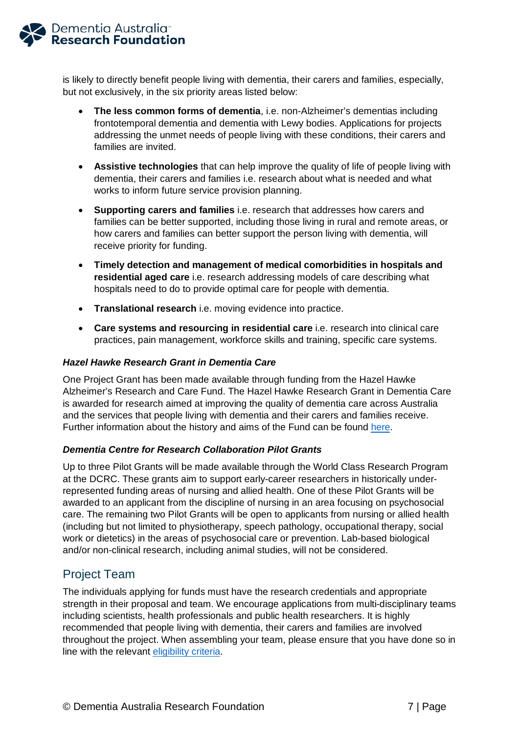is likely to directly benefit people living with dementia, their carers and families, especially, but not exclusively, in the six priority areas listed below:

- **The less common forms of dementia**, i.e. non-Alzheimer's dementias including frontotemporal dementia and dementia with Lewy bodies. Applications for projects addressing the unmet needs of people living with these conditions, their carers and families are invited.
- **Assistive technologies** that can help improve the quality of life of people living with dementia, their carers and families i.e. research about what is needed and what works to inform future service provision planning.
- **Supporting carers and families** i.e. research that addresses how carers and families can be better supported, including those living in rural and remote areas, or how carers and families can better support the person living with dementia, will receive priority for funding.
- **Timely detection and management of medical comorbidities in hospitals and residential aged care** i.e. research addressing models of care describing what hospitals need to do to provide optimal care for people with dementia.
- **Translational research** i.e. moving evidence into practice.
- **Care systems and resourcing in residential care** i.e. research into clinical care practices, pain management, workforce skills and training, specific care systems.

***Hazel Hawke Research Grant in Dementia Care***

One Project Grant has been made available through funding from the Hazel Hawke Alzheimer's Research and Care Fund. The Hazel Hawke Research Grant in Dementia Care is awarded for research aimed at improving the quality of dementia care across Australia and the services that people living with dementia and their carers and families receive. Further information about the history and aims of the Fund can be found here.

***Dementia Centre for Research Collaboration Pilot Grants***

Up to three Pilot Grants will be made available through the World Class Research Program at the DCRC. These grants aim to support early-career researchers in historically under-represented funding areas of nursing and allied health. One of these Pilot Grants will be awarded to an applicant from the discipline of nursing in an area focusing on psychosocial care. The remaining two Pilot Grants will be open to applicants from nursing or allied health (including but not limited to physiotherapy, speech pathology, occupational therapy, social work or dietetics) in the areas of psychosocial care or prevention. Lab-based biological and/or non-clinical research, including animal studies, will not be considered.

## Project Team

The individuals applying for funds must have the research credentials and appropriate strength in their proposal and team. We encourage applications from multi-disciplinary teams including scientists, health professionals and public health researchers. It is highly recommended that people living with dementia, their carers and families are involved throughout the project. When assembling your team, please ensure that you have done so in line with the relevant eligibility criteria.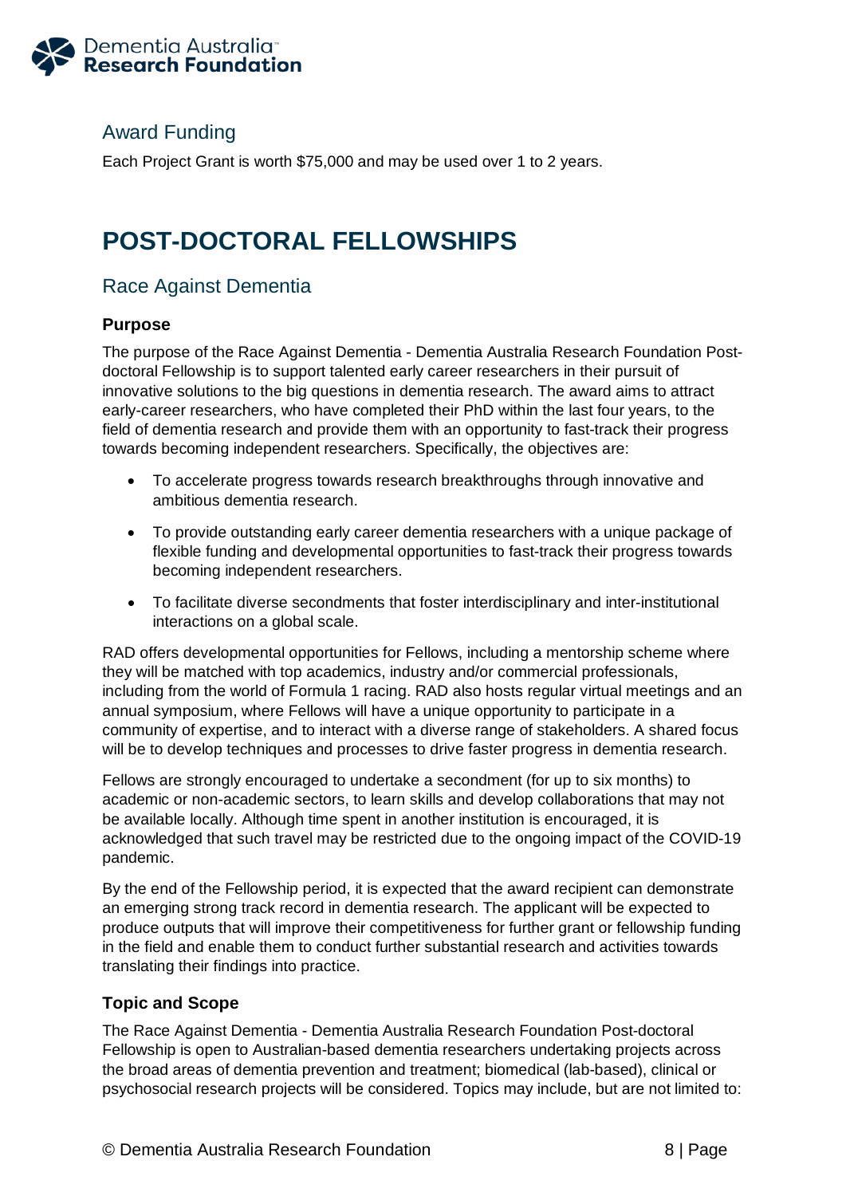### Award Funding

Each Project Grant is worth $75,000 and may be used over 1 to 2 years.

# POST-DOCTORAL FELLOWSHIPS

## Race Against Dementia

#### Purpose

The purpose of the Race Against Dementia - Dementia Australia Research Foundation Post-doctoral Fellowship is to support talented early career researchers in their pursuit of innovative solutions to the big questions in dementia research. The award aims to attract early-career researchers, who have completed their PhD within the last four years, to the field of dementia research and provide them with an opportunity to fast-track their progress towards becoming independent researchers. Specifically, the objectives are:

- To accelerate progress towards research breakthroughs through innovative and ambitious dementia research.
- To provide outstanding early career dementia researchers with a unique package of flexible funding and developmental opportunities to fast-track their progress towards becoming independent researchers.
- To facilitate diverse secondments that foster interdisciplinary and inter-institutional interactions on a global scale.

RAD offers developmental opportunities for Fellows, including a mentorship scheme where they will be matched with top academics, industry and/or commercial professionals, including from the world of Formula 1 racing. RAD also hosts regular virtual meetings and an annual symposium, where Fellows will have a unique opportunity to participate in a community of expertise, and to interact with a diverse range of stakeholders. A shared focus will be to develop techniques and processes to drive faster progress in dementia research.

Fellows are strongly encouraged to undertake a secondment (for up to six months) to academic or non-academic sectors, to learn skills and develop collaborations that may not be available locally. Although time spent in another institution is encouraged, it is acknowledged that such travel may be restricted due to the ongoing impact of the COVID-19 pandemic.

By the end of the Fellowship period, it is expected that the award recipient can demonstrate an emerging strong track record in dementia research. The applicant will be expected to produce outputs that will improve their competitiveness for further grant or fellowship funding in the field and enable them to conduct further substantial research and activities towards translating their findings into practice.

#### Topic and Scope

The Race Against Dementia - Dementia Australia Research Foundation Post-doctoral Fellowship is open to Australian-based dementia researchers undertaking projects across the broad areas of dementia prevention and treatment; biomedical (lab-based), clinical or psychosocial research projects will be considered. Topics may include, but are not limited to: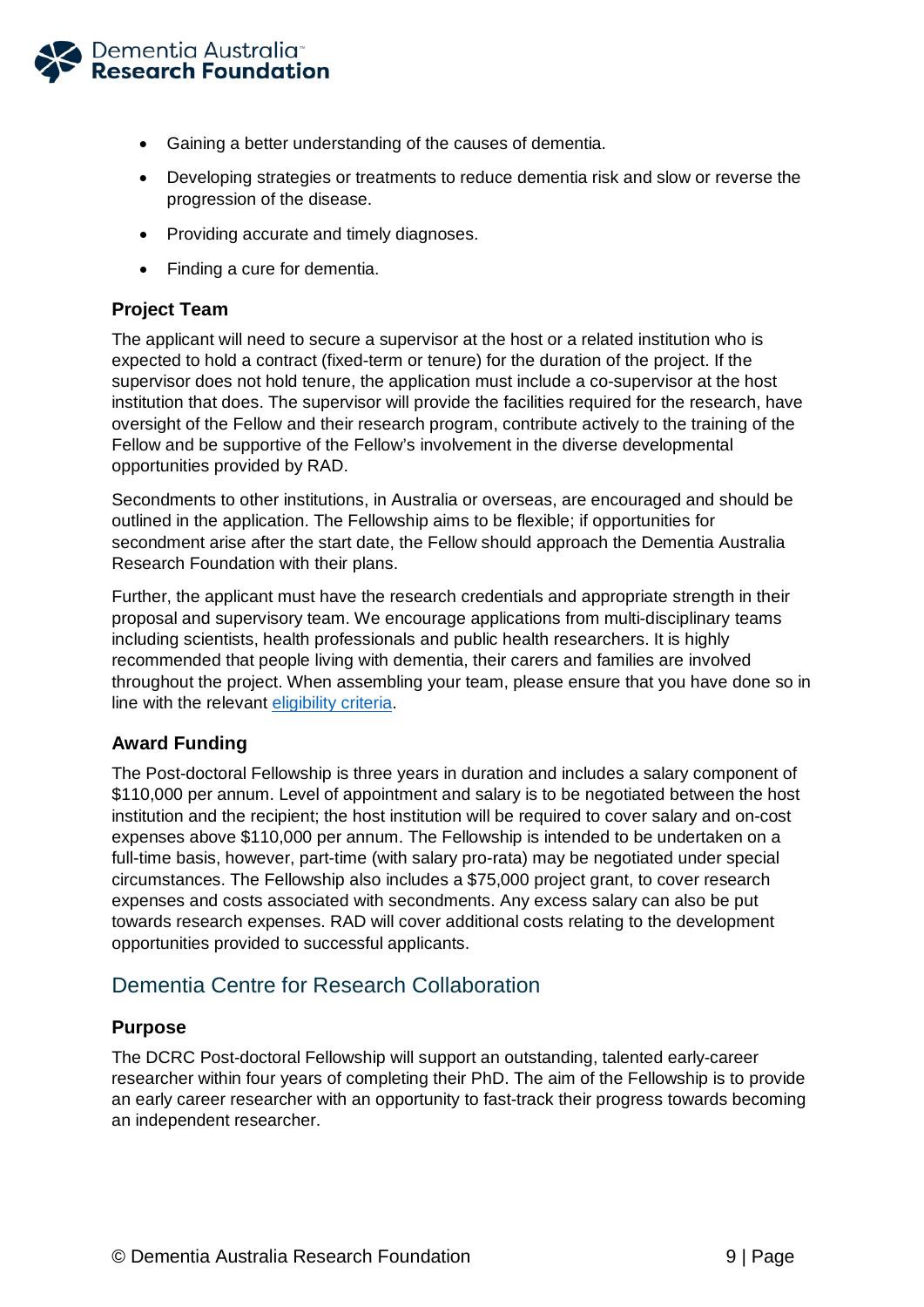- Gaining a better understanding of the causes of dementia.
- Developing strategies or treatments to reduce dementia risk and slow or reverse the progression of the disease.
- Providing accurate and timely diagnoses.
- Finding a cure for dementia.

### Project Team

The applicant will need to secure a supervisor at the host or a related institution who is expected to hold a contract (fixed-term or tenure) for the duration of the project. If the supervisor does not hold tenure, the application must include a co-supervisor at the host institution that does. The supervisor will provide the facilities required for the research, have oversight of the Fellow and their research program, contribute actively to the training of the Fellow and be supportive of the Fellow's involvement in the diverse developmental opportunities provided by RAD.

Secondments to other institutions, in Australia or overseas, are encouraged and should be outlined in the application. The Fellowship aims to be flexible; if opportunities for secondment arise after the start date, the Fellow should approach the Dementia Australia Research Foundation with their plans.

Further, the applicant must have the research credentials and appropriate strength in their proposal and supervisory team. We encourage applications from multi-disciplinary teams including scientists, health professionals and public health researchers. It is highly recommended that people living with dementia, their carers and families are involved throughout the project. When assembling your team, please ensure that you have done so in line with the relevant eligibility criteria.

### Award Funding

The Post-doctoral Fellowship is three years in duration and includes a salary component of $110,000 per annum. Level of appointment and salary is to be negotiated between the host institution and the recipient; the host institution will be required to cover salary and on-cost expenses above $110,000 per annum. The Fellowship is intended to be undertaken on a full-time basis, however, part-time (with salary pro-rata) may be negotiated under special circumstances. The Fellowship also includes a $75,000 project grant, to cover research expenses and costs associated with secondments. Any excess salary can also be put towards research expenses. RAD will cover additional costs relating to the development opportunities provided to successful applicants.

## Dementia Centre for Research Collaboration

### Purpose

The DCRC Post-doctoral Fellowship will support an outstanding, talented early-career researcher within four years of completing their PhD. The aim of the Fellowship is to provide an early career researcher with an opportunity to fast-track their progress towards becoming an independent researcher.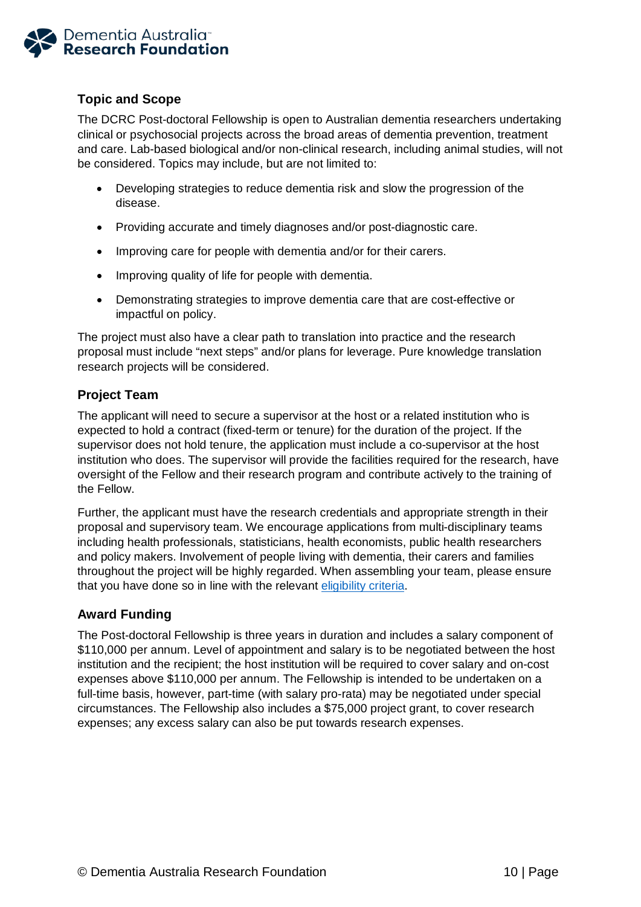### Topic and Scope

The DCRC Post-doctoral Fellowship is open to Australian dementia researchers undertaking clinical or psychosocial projects across the broad areas of dementia prevention, treatment and care. Lab-based biological and/or non-clinical research, including animal studies, will not be considered. Topics may include, but are not limited to:

- Developing strategies to reduce dementia risk and slow the progression of the disease.
- Providing accurate and timely diagnoses and/or post-diagnostic care.
- Improving care for people with dementia and/or for their carers.
- Improving quality of life for people with dementia.
- Demonstrating strategies to improve dementia care that are cost-effective or impactful on policy.

The project must also have a clear path to translation into practice and the research proposal must include "next steps" and/or plans for leverage. Pure knowledge translation research projects will be considered.

### Project Team

The applicant will need to secure a supervisor at the host or a related institution who is expected to hold a contract (fixed-term or tenure) for the duration of the project. If the supervisor does not hold tenure, the application must include a co-supervisor at the host institution who does. The supervisor will provide the facilities required for the research, have oversight of the Fellow and their research program and contribute actively to the training of the Fellow.

Further, the applicant must have the research credentials and appropriate strength in their proposal and supervisory team. We encourage applications from multi-disciplinary teams including health professionals, statisticians, health economists, public health researchers and policy makers. Involvement of people living with dementia, their carers and families throughout the project will be highly regarded. When assembling your team, please ensure that you have done so in line with the relevant eligibility criteria.

### Award Funding

The Post-doctoral Fellowship is three years in duration and includes a salary component of $110,000 per annum. Level of appointment and salary is to be negotiated between the host institution and the recipient; the host institution will be required to cover salary and on-cost expenses above $110,000 per annum. The Fellowship is intended to be undertaken on a full-time basis, however, part-time (with salary pro-rata) may be negotiated under special circumstances. The Fellowship also includes a $75,000 project grant, to cover research expenses; any excess salary can also be put towards research expenses.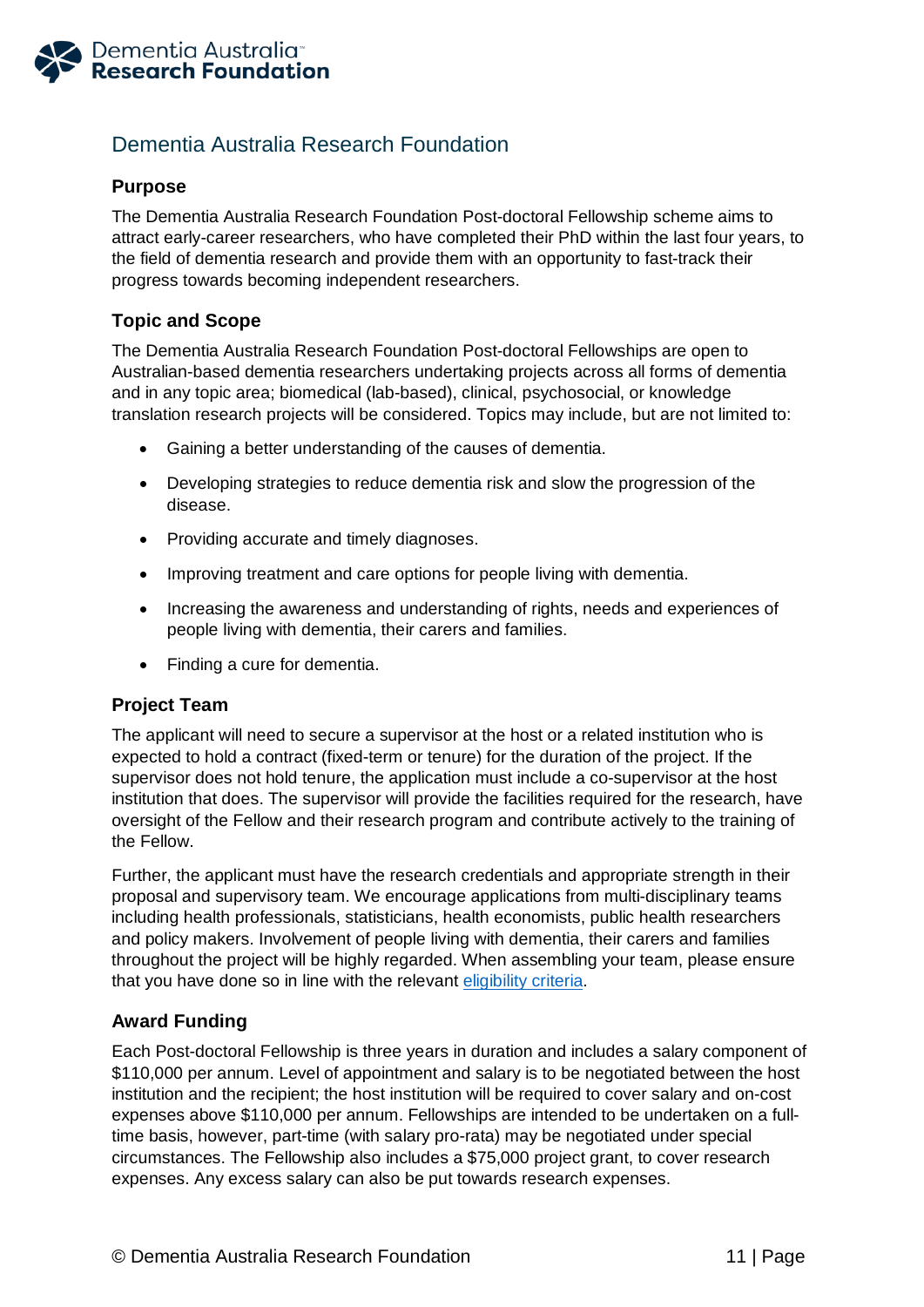## Dementia Australia Research Foundation

### Purpose

The Dementia Australia Research Foundation Post-doctoral Fellowship scheme aims to attract early-career researchers, who have completed their PhD within the last four years, to the field of dementia research and provide them with an opportunity to fast-track their progress towards becoming independent researchers.

### Topic and Scope

The Dementia Australia Research Foundation Post-doctoral Fellowships are open to Australian-based dementia researchers undertaking projects across all forms of dementia and in any topic area; biomedical (lab-based), clinical, psychosocial, or knowledge translation research projects will be considered. Topics may include, but are not limited to:

- Gaining a better understanding of the causes of dementia.
- Developing strategies to reduce dementia risk and slow the progression of the disease.
- Providing accurate and timely diagnoses.
- Improving treatment and care options for people living with dementia.
- Increasing the awareness and understanding of rights, needs and experiences of people living with dementia, their carers and families.
- Finding a cure for dementia.

### Project Team

The applicant will need to secure a supervisor at the host or a related institution who is expected to hold a contract (fixed-term or tenure) for the duration of the project. If the supervisor does not hold tenure, the application must include a co-supervisor at the host institution that does. The supervisor will provide the facilities required for the research, have oversight of the Fellow and their research program and contribute actively to the training of the Fellow.

Further, the applicant must have the research credentials and appropriate strength in their proposal and supervisory team. We encourage applications from multi-disciplinary teams including health professionals, statisticians, health economists, public health researchers and policy makers. Involvement of people living with dementia, their carers and families throughout the project will be highly regarded. When assembling your team, please ensure that you have done so in line with the relevant eligibility criteria.

### Award Funding

Each Post-doctoral Fellowship is three years in duration and includes a salary component of $110,000 per annum. Level of appointment and salary is to be negotiated between the host institution and the recipient; the host institution will be required to cover salary and on-cost expenses above $110,000 per annum. Fellowships are intended to be undertaken on a full-time basis, however, part-time (with salary pro-rata) may be negotiated under special circumstances. The Fellowship also includes a $75,000 project grant, to cover research expenses. Any excess salary can also be put towards research expenses.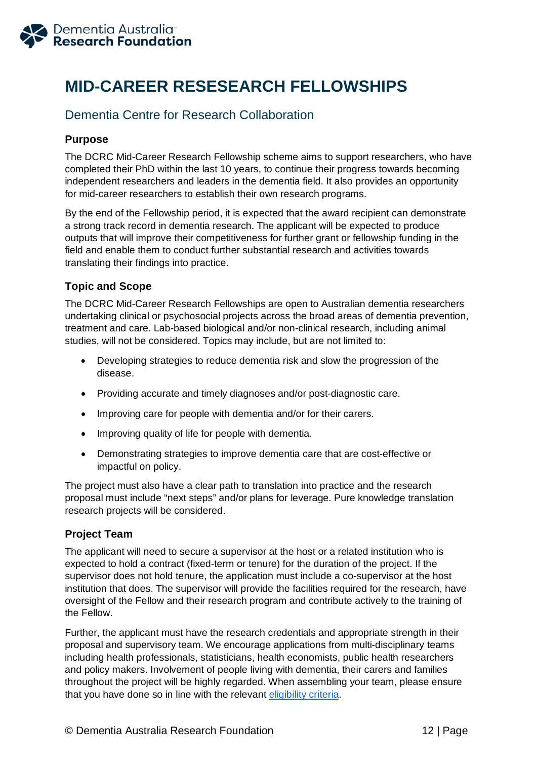# MID-CAREER RESESEARCH FELLOWSHIPS

## Dementia Centre for Research Collaboration

### Purpose

The DCRC Mid-Career Research Fellowship scheme aims to support researchers, who have completed their PhD within the last 10 years, to continue their progress towards becoming independent researchers and leaders in the dementia field. It also provides an opportunity for mid-career researchers to establish their own research programs.

By the end of the Fellowship period, it is expected that the award recipient can demonstrate a strong track record in dementia research. The applicant will be expected to produce outputs that will improve their competitiveness for further grant or fellowship funding in the field and enable them to conduct further substantial research and activities towards translating their findings into practice.

### Topic and Scope

The DCRC Mid-Career Research Fellowships are open to Australian dementia researchers undertaking clinical or psychosocial projects across the broad areas of dementia prevention, treatment and care. Lab-based biological and/or non-clinical research, including animal studies, will not be considered. Topics may include, but are not limited to:

- Developing strategies to reduce dementia risk and slow the progression of the disease.
- Providing accurate and timely diagnoses and/or post-diagnostic care.
- Improving care for people with dementia and/or for their carers.
- Improving quality of life for people with dementia.
- Demonstrating strategies to improve dementia care that are cost-effective or impactful on policy.

The project must also have a clear path to translation into practice and the research proposal must include "next steps" and/or plans for leverage. Pure knowledge translation research projects will be considered.

### Project Team

The applicant will need to secure a supervisor at the host or a related institution who is expected to hold a contract (fixed-term or tenure) for the duration of the project. If the supervisor does not hold tenure, the application must include a co-supervisor at the host institution that does. The supervisor will provide the facilities required for the research, have oversight of the Fellow and their research program and contribute actively to the training of the Fellow.

Further, the applicant must have the research credentials and appropriate strength in their proposal and supervisory team. We encourage applications from multi-disciplinary teams including health professionals, statisticians, health economists, public health researchers and policy makers. Involvement of people living with dementia, their carers and families throughout the project will be highly regarded. When assembling your team, please ensure that you have done so in line with the relevant eligibility criteria.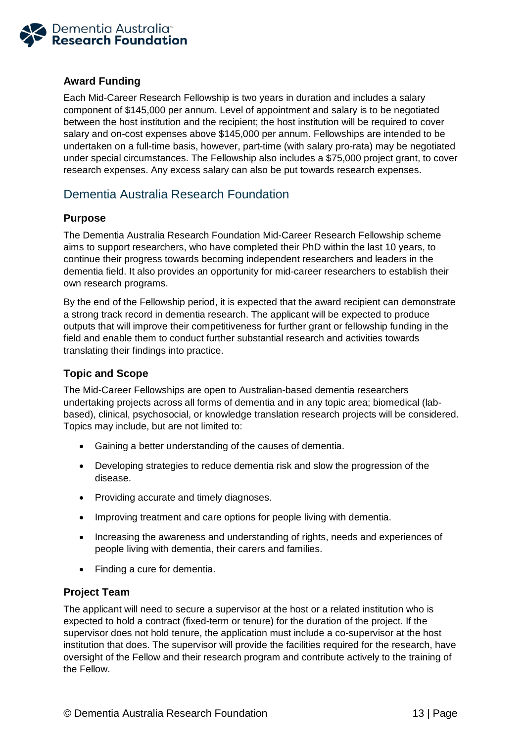### Award Funding

Each Mid-Career Research Fellowship is two years in duration and includes a salary component of $145,000 per annum. Level of appointment and salary is to be negotiated between the host institution and the recipient; the host institution will be required to cover salary and on-cost expenses above $145,000 per annum. Fellowships are intended to be undertaken on a full-time basis, however, part-time (with salary pro-rata) may be negotiated under special circumstances. The Fellowship also includes a $75,000 project grant, to cover research expenses. Any excess salary can also be put towards research expenses.

## Dementia Australia Research Foundation

### Purpose

The Dementia Australia Research Foundation Mid-Career Research Fellowship scheme aims to support researchers, who have completed their PhD within the last 10 years, to continue their progress towards becoming independent researchers and leaders in the dementia field. It also provides an opportunity for mid-career researchers to establish their own research programs.

By the end of the Fellowship period, it is expected that the award recipient can demonstrate a strong track record in dementia research. The applicant will be expected to produce outputs that will improve their competitiveness for further grant or fellowship funding in the field and enable them to conduct further substantial research and activities towards translating their findings into practice.

### Topic and Scope

The Mid-Career Fellowships are open to Australian-based dementia researchers undertaking projects across all forms of dementia and in any topic area; biomedical (lab-based), clinical, psychosocial, or knowledge translation research projects will be considered. Topics may include, but are not limited to:

- Gaining a better understanding of the causes of dementia.
- Developing strategies to reduce dementia risk and slow the progression of the disease.
- Providing accurate and timely diagnoses.
- Improving treatment and care options for people living with dementia.
- Increasing the awareness and understanding of rights, needs and experiences of people living with dementia, their carers and families.
- Finding a cure for dementia.

### Project Team

The applicant will need to secure a supervisor at the host or a related institution who is expected to hold a contract (fixed-term or tenure) for the duration of the project. If the supervisor does not hold tenure, the application must include a co-supervisor at the host institution that does. The supervisor will provide the facilities required for the research, have oversight of the Fellow and their research program and contribute actively to the training of the Fellow.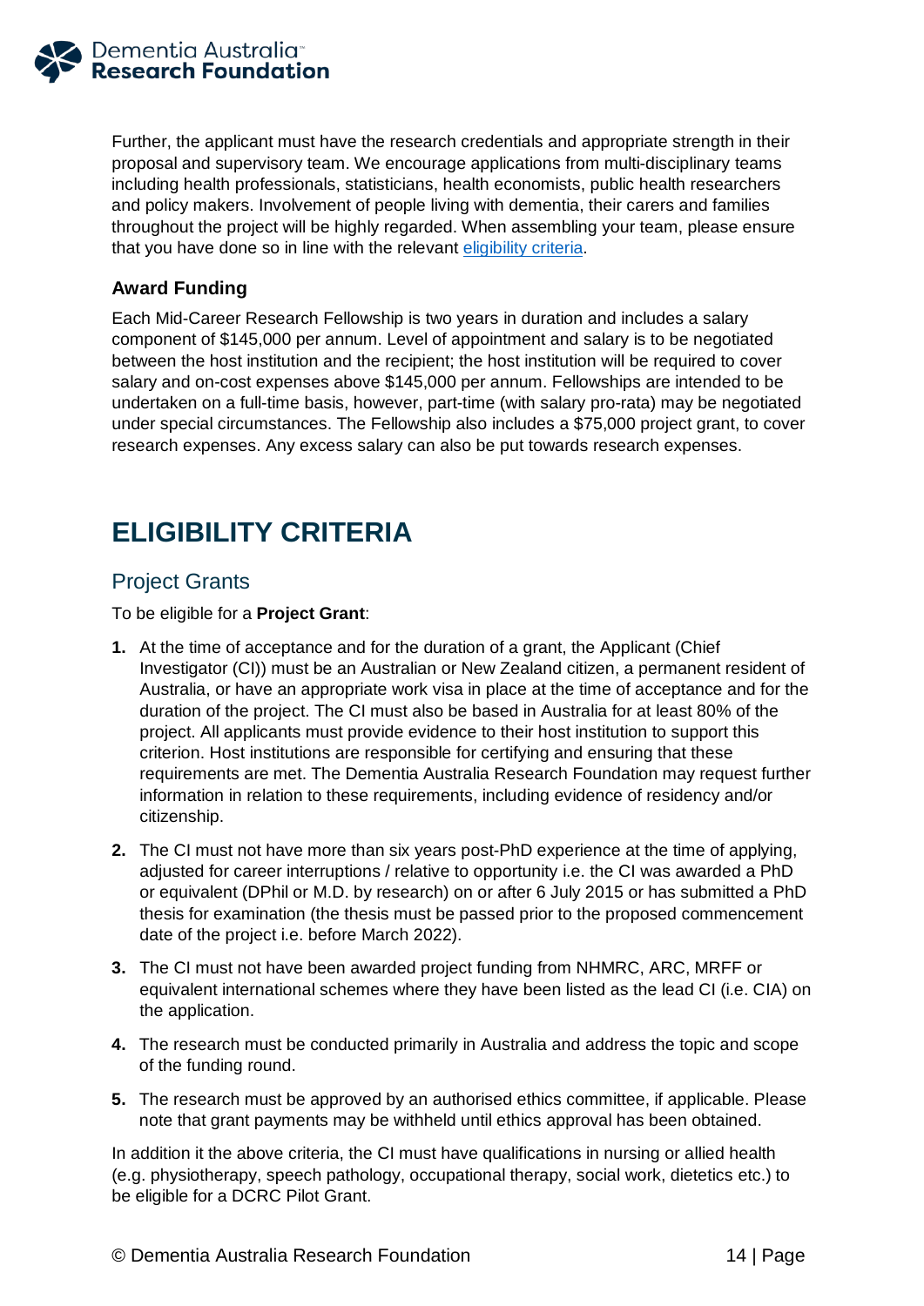Further, the applicant must have the research credentials and appropriate strength in their proposal and supervisory team. We encourage applications from multi-disciplinary teams including health professionals, statisticians, health economists, public health researchers and policy makers. Involvement of people living with dementia, their carers and families throughout the project will be highly regarded. When assembling your team, please ensure that you have done so in line with the relevant eligibility criteria.

### Award Funding

Each Mid-Career Research Fellowship is two years in duration and includes a salary component of $145,000 per annum. Level of appointment and salary is to be negotiated between the host institution and the recipient; the host institution will be required to cover salary and on-cost expenses above $145,000 per annum. Fellowships are intended to be undertaken on a full-time basis, however, part-time (with salary pro-rata) may be negotiated under special circumstances. The Fellowship also includes a $75,000 project grant, to cover research expenses. Any excess salary can also be put towards research expenses.

# ELIGIBILITY CRITERIA

## Project Grants

To be eligible for a **Project Grant**:

1. At the time of acceptance and for the duration of a grant, the Applicant (Chief Investigator (CI)) must be an Australian or New Zealand citizen, a permanent resident of Australia, or have an appropriate work visa in place at the time of acceptance and for the duration of the project. The CI must also be based in Australia for at least 80% of the project. All applicants must provide evidence to their host institution to support this criterion. Host institutions are responsible for certifying and ensuring that these requirements are met. The Dementia Australia Research Foundation may request further information in relation to these requirements, including evidence of residency and/or citizenship.
2. The CI must not have more than six years post-PhD experience at the time of applying, adjusted for career interruptions / relative to opportunity i.e. the CI was awarded a PhD or equivalent (DPhil or M.D. by research) on or after 6 July 2015 or has submitted a PhD thesis for examination (the thesis must be passed prior to the proposed commencement date of the project i.e. before March 2022).
3. The CI must not have been awarded project funding from NHMRC, ARC, MRFF or equivalent international schemes where they have been listed as the lead CI (i.e. CIA) on the application.
4. The research must be conducted primarily in Australia and address the topic and scope of the funding round.
5. The research must be approved by an authorised ethics committee, if applicable. Please note that grant payments may be withheld until ethics approval has been obtained.

In addition it the above criteria, the CI must have qualifications in nursing or allied health (e.g. physiotherapy, speech pathology, occupational therapy, social work, dietetics etc.) to be eligible for a DCRC Pilot Grant.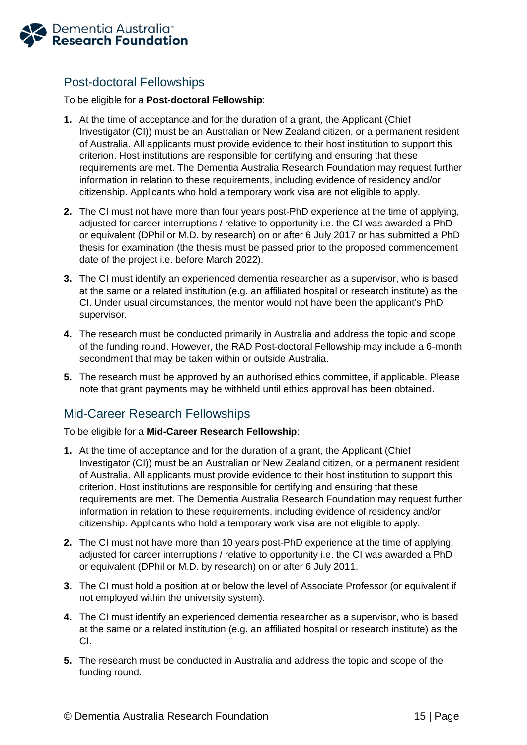## Post-doctoral Fellowships

To be eligible for a **Post-doctoral Fellowship**:

1. At the time of acceptance and for the duration of a grant, the Applicant (Chief Investigator (CI)) must be an Australian or New Zealand citizen, or a permanent resident of Australia. All applicants must provide evidence to their host institution to support this criterion. Host institutions are responsible for certifying and ensuring that these requirements are met. The Dementia Australia Research Foundation may request further information in relation to these requirements, including evidence of residency and/or citizenship. Applicants who hold a temporary work visa are not eligible to apply.
2. The CI must not have more than four years post-PhD experience at the time of applying, adjusted for career interruptions / relative to opportunity i.e. the CI was awarded a PhD or equivalent (DPhil or M.D. by research) on or after 6 July 2017 or has submitted a PhD thesis for examination (the thesis must be passed prior to the proposed commencement date of the project i.e. before March 2022).
3. The CI must identify an experienced dementia researcher as a supervisor, who is based at the same or a related institution (e.g. an affiliated hospital or research institute) as the CI. Under usual circumstances, the mentor would not have been the applicant's PhD supervisor.
4. The research must be conducted primarily in Australia and address the topic and scope of the funding round. However, the RAD Post-doctoral Fellowship may include a 6-month secondment that may be taken within or outside Australia.
5. The research must be approved by an authorised ethics committee, if applicable. Please note that grant payments may be withheld until ethics approval has been obtained.

## Mid-Career Research Fellowships

To be eligible for a **Mid-Career Research Fellowship**:

1. At the time of acceptance and for the duration of a grant, the Applicant (Chief Investigator (CI)) must be an Australian or New Zealand citizen, or a permanent resident of Australia. All applicants must provide evidence to their host institution to support this criterion. Host institutions are responsible for certifying and ensuring that these requirements are met. The Dementia Australia Research Foundation may request further information in relation to these requirements, including evidence of residency and/or citizenship. Applicants who hold a temporary work visa are not eligible to apply.
2. The CI must not have more than 10 years post-PhD experience at the time of applying, adjusted for career interruptions / relative to opportunity i.e. the CI was awarded a PhD or equivalent (DPhil or M.D. by research) on or after 6 July 2011.
3. The CI must hold a position at or below the level of Associate Professor (or equivalent if not employed within the university system).
4. The CI must identify an experienced dementia researcher as a supervisor, who is based at the same or a related institution (e.g. an affiliated hospital or research institute) as the CI.
5. The research must be conducted in Australia and address the topic and scope of the funding round.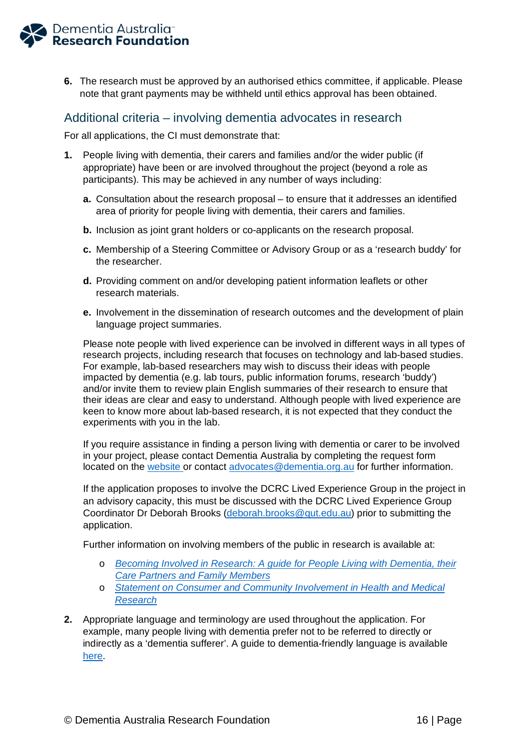6. The research must be approved by an authorised ethics committee, if applicable. Please note that grant payments may be withheld until ethics approval has been obtained.

## Additional criteria – involving dementia advocates in research

For all applications, the CI must demonstrate that:

1. People living with dementia, their carers and families and/or the wider public (if appropriate) have been or are involved throughout the project (beyond a role as participants). This may be achieved in any number of ways including:

   a. Consultation about the research proposal – to ensure that it addresses an identified area of priority for people living with dementia, their carers and families.

   b. Inclusion as joint grant holders or co-applicants on the research proposal.

   c. Membership of a Steering Committee or Advisory Group or as a 'research buddy' for the researcher.

   d. Providing comment on and/or developing patient information leaflets or other research materials.

   e. Involvement in the dissemination of research outcomes and the development of plain language project summaries.

   Please note people with lived experience can be involved in different ways in all types of research projects, including research that focuses on technology and lab-based studies. For example, lab-based researchers may wish to discuss their ideas with people impacted by dementia (e.g. lab tours, public information forums, research 'buddy') and/or invite them to review plain English summaries of their research to ensure that their ideas are clear and easy to understand. Although people with lived experience are keen to know more about lab-based research, it is not expected that they conduct the experiments with you in the lab.

   If you require assistance in finding a person living with dementia or carer to be involved in your project, please contact Dementia Australia by completing the request form located on the website or contact advocates@dementia.org.au for further information.

   If the application proposes to involve the DCRC Lived Experience Group in the project in an advisory capacity, this must be discussed with the DCRC Lived Experience Group Coordinator Dr Deborah Brooks (deborah.brooks@qut.edu.au) prior to submitting the application.

   Further information on involving members of the public in research is available at:

   - *Becoming Involved in Research: A guide for People Living with Dementia, their Care Partners and Family Members*
   - *Statement on Consumer and Community Involvement in Health and Medical Research*

2. Appropriate language and terminology are used throughout the application. For example, many people living with dementia prefer not to be referred to directly or indirectly as a 'dementia sufferer'. A guide to dementia-friendly language is available here.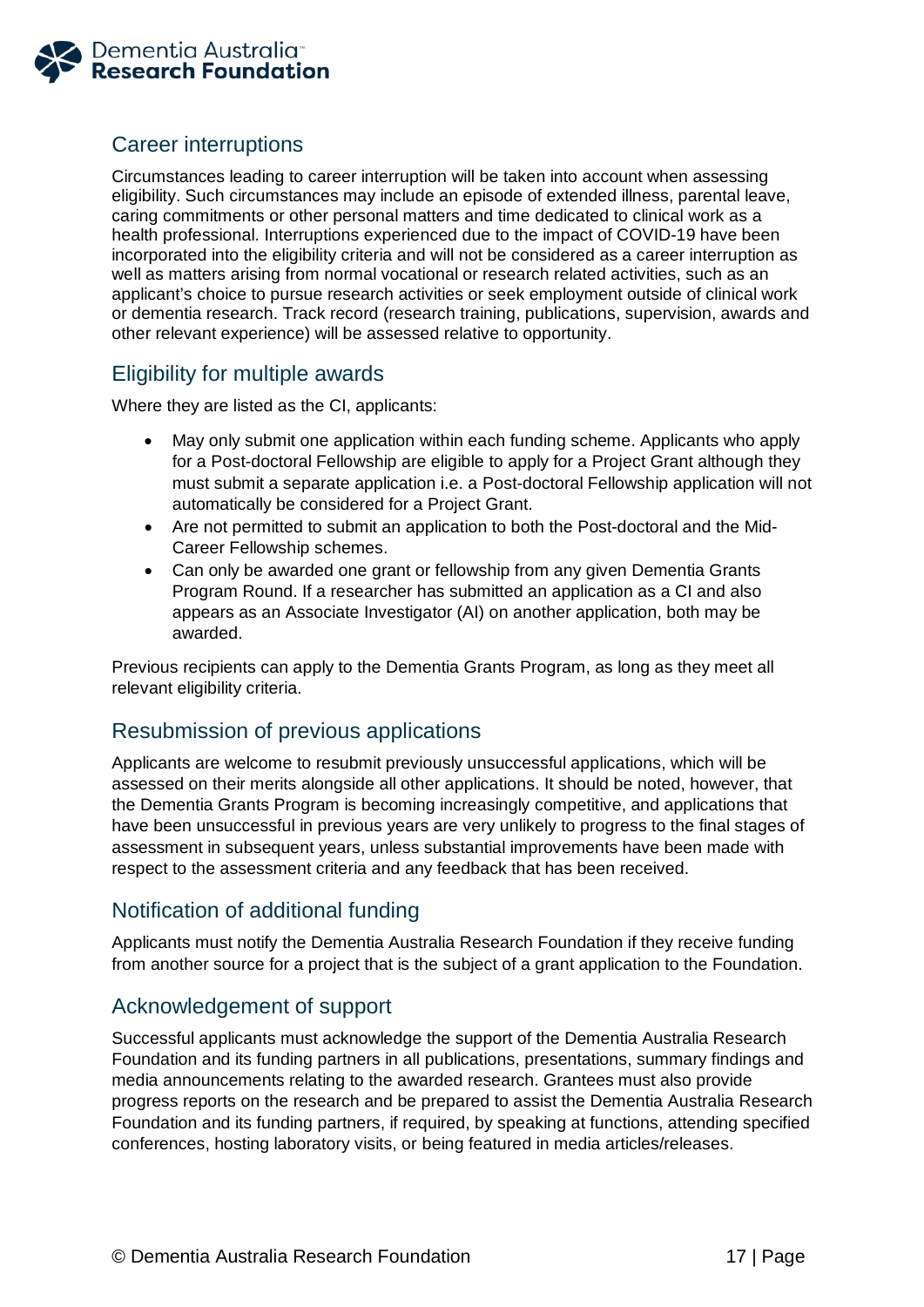## Career interruptions

Circumstances leading to career interruption will be taken into account when assessing eligibility. Such circumstances may include an episode of extended illness, parental leave, caring commitments or other personal matters and time dedicated to clinical work as a health professional. Interruptions experienced due to the impact of COVID-19 have been incorporated into the eligibility criteria and will not be considered as a career interruption as well as matters arising from normal vocational or research related activities, such as an applicant's choice to pursue research activities or seek employment outside of clinical work or dementia research. Track record (research training, publications, supervision, awards and other relevant experience) will be assessed relative to opportunity.

## Eligibility for multiple awards

Where they are listed as the CI, applicants:

- May only submit one application within each funding scheme. Applicants who apply for a Post-doctoral Fellowship are eligible to apply for a Project Grant although they must submit a separate application i.e. a Post-doctoral Fellowship application will not automatically be considered for a Project Grant.
- Are not permitted to submit an application to both the Post-doctoral and the Mid-Career Fellowship schemes.
- Can only be awarded one grant or fellowship from any given Dementia Grants Program Round. If a researcher has submitted an application as a CI and also appears as an Associate Investigator (AI) on another application, both may be awarded.

Previous recipients can apply to the Dementia Grants Program, as long as they meet all relevant eligibility criteria.

## Resubmission of previous applications

Applicants are welcome to resubmit previously unsuccessful applications, which will be assessed on their merits alongside all other applications. It should be noted, however, that the Dementia Grants Program is becoming increasingly competitive, and applications that have been unsuccessful in previous years are very unlikely to progress to the final stages of assessment in subsequent years, unless substantial improvements have been made with respect to the assessment criteria and any feedback that has been received.

## Notification of additional funding

Applicants must notify the Dementia Australia Research Foundation if they receive funding from another source for a project that is the subject of a grant application to the Foundation.

## Acknowledgement of support

Successful applicants must acknowledge the support of the Dementia Australia Research Foundation and its funding partners in all publications, presentations, summary findings and media announcements relating to the awarded research. Grantees must also provide progress reports on the research and be prepared to assist the Dementia Australia Research Foundation and its funding partners, if required, by speaking at functions, attending specified conferences, hosting laboratory visits, or being featured in media articles/releases.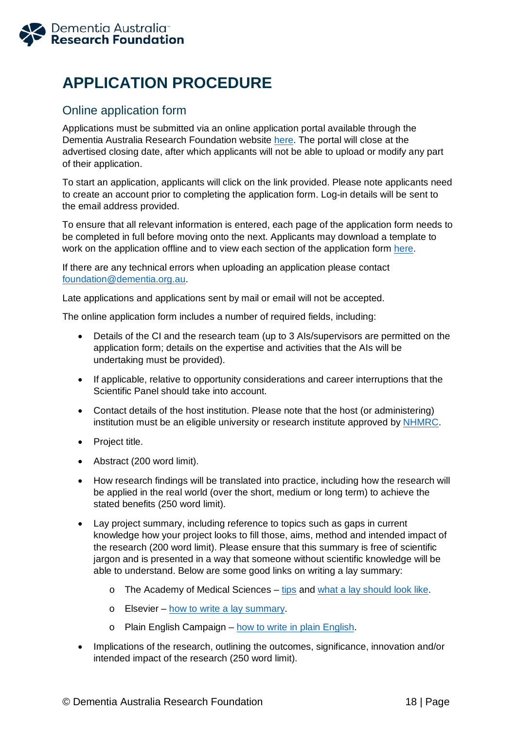# APPLICATION PROCEDURE

## Online application form

Applications must be submitted via an online application portal available through the Dementia Australia Research Foundation website here. The portal will close at the advertised closing date, after which applicants will not be able to upload or modify any part of their application.

To start an application, applicants will click on the link provided. Please note applicants need to create an account prior to completing the application form. Log-in details will be sent to the email address provided.

To ensure that all relevant information is entered, each page of the application form needs to be completed in full before moving onto the next. Applicants may download a template to work on the application offline and to view each section of the application form here.

If there are any technical errors when uploading an application please contact foundation@dementia.org.au.

Late applications and applications sent by mail or email will not be accepted.

The online application form includes a number of required fields, including:

- Details of the CI and the research team (up to 3 AIs/supervisors are permitted on the application form; details on the expertise and activities that the AIs will be undertaking must be provided).
- If applicable, relative to opportunity considerations and career interruptions that the Scientific Panel should take into account.
- Contact details of the host institution. Please note that the host (or administering) institution must be an eligible university or research institute approved by NHMRC.
- Project title.
- Abstract (200 word limit).
- How research findings will be translated into practice, including how the research will be applied in the real world (over the short, medium or long term) to achieve the stated benefits (250 word limit).
- Lay project summary, including reference to topics such as gaps in current knowledge how your project looks to fill those, aims, method and intended impact of the research (200 word limit). Please ensure that this summary is free of scientific jargon and is presented in a way that someone without scientific knowledge will be able to understand. Below are some good links on writing a lay summary:
  - The Academy of Medical Sciences – tips and what a lay should look like.
  - Elsevier – how to write a lay summary.
  - Plain English Campaign – how to write in plain English.
- Implications of the research, outlining the outcomes, significance, innovation and/or intended impact of the research (250 word limit).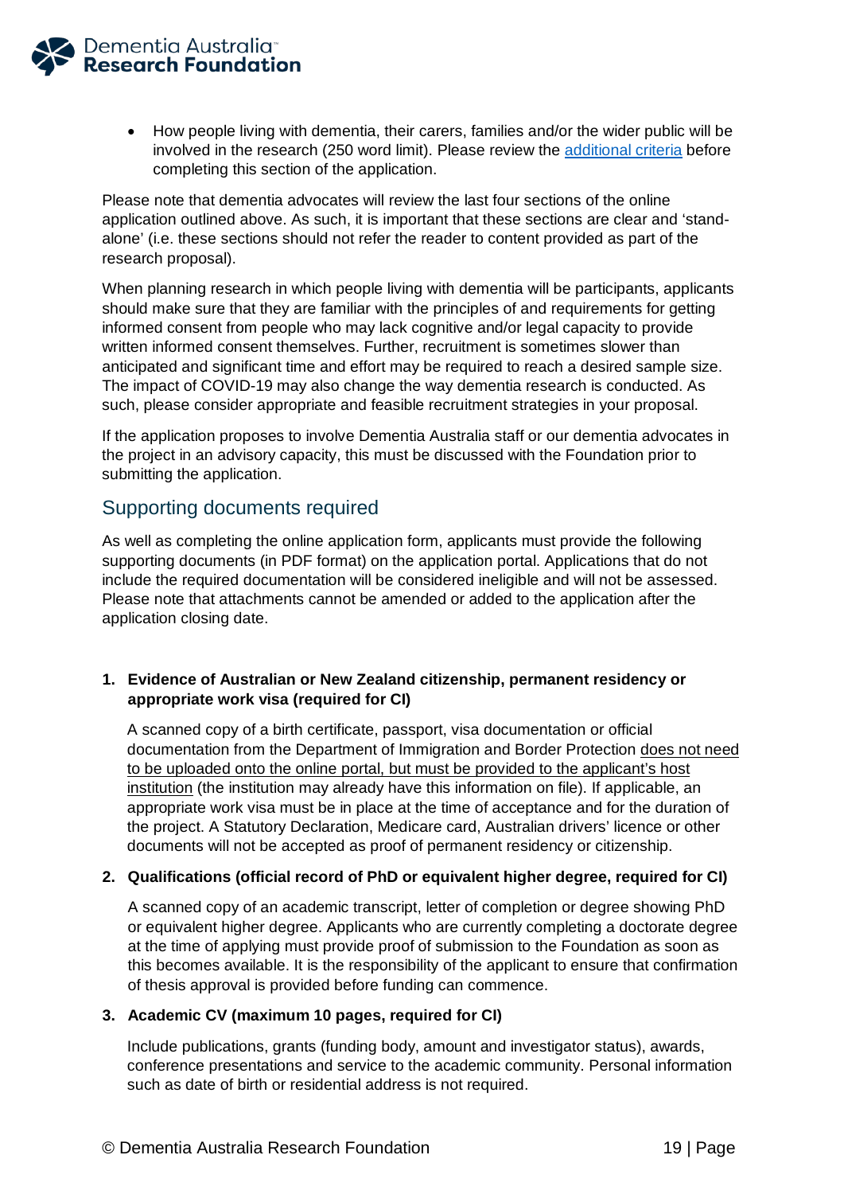- How people living with dementia, their carers, families and/or the wider public will be involved in the research (250 word limit). Please review the [additional criteria](#) before completing this section of the application.

Please note that dementia advocates will review the last four sections of the online application outlined above. As such, it is important that these sections are clear and 'stand-alone' (i.e. these sections should not refer the reader to content provided as part of the research proposal).

When planning research in which people living with dementia will be participants, applicants should make sure that they are familiar with the principles of and requirements for getting informed consent from people who may lack cognitive and/or legal capacity to provide written informed consent themselves. Further, recruitment is sometimes slower than anticipated and significant time and effort may be required to reach a desired sample size. The impact of COVID-19 may also change the way dementia research is conducted. As such, please consider appropriate and feasible recruitment strategies in your proposal.

If the application proposes to involve Dementia Australia staff or our dementia advocates in the project in an advisory capacity, this must be discussed with the Foundation prior to submitting the application.

## Supporting documents required

As well as completing the online application form, applicants must provide the following supporting documents (in PDF format) on the application portal. Applications that do not include the required documentation will be considered ineligible and will not be assessed. Please note that attachments cannot be amended or added to the application after the application closing date.

1. **Evidence of Australian or New Zealand citizenship, permanent residency or appropriate work visa (required for CI)**

   A scanned copy of a birth certificate, passport, visa documentation or official documentation from the Department of Immigration and Border Protection <u>does not need to be uploaded onto the online portal, but must be provided to the applicant's host institution</u> (the institution may already have this information on file). If applicable, an appropriate work visa must be in place at the time of acceptance and for the duration of the project. A Statutory Declaration, Medicare card, Australian drivers' licence or other documents will not be accepted as proof of permanent residency or citizenship.

2. **Qualifications (official record of PhD or equivalent higher degree, required for CI)**

   A scanned copy of an academic transcript, letter of completion or degree showing PhD or equivalent higher degree. Applicants who are currently completing a doctorate degree at the time of applying must provide proof of submission to the Foundation as soon as this becomes available. It is the responsibility of the applicant to ensure that confirmation of thesis approval is provided before funding can commence.

3. **Academic CV (maximum 10 pages, required for CI)**

   Include publications, grants (funding body, amount and investigator status), awards, conference presentations and service to the academic community. Personal information such as date of birth or residential address is not required.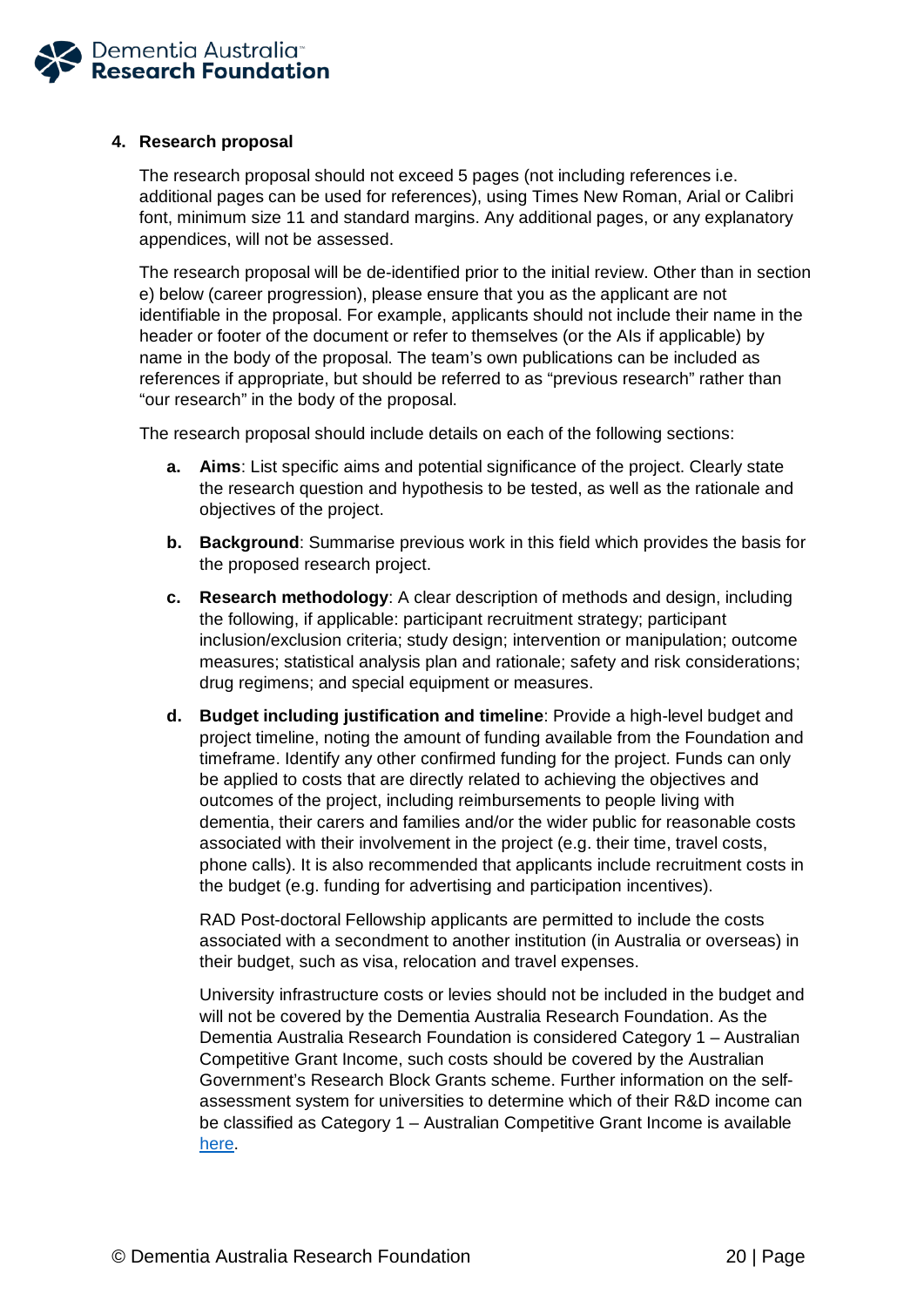## 4. Research proposal

The research proposal should not exceed 5 pages (not including references i.e. additional pages can be used for references), using Times New Roman, Arial or Calibri font, minimum size 11 and standard margins. Any additional pages, or any explanatory appendices, will not be assessed.

The research proposal will be de-identified prior to the initial review. Other than in section e) below (career progression), please ensure that you as the applicant are not identifiable in the proposal. For example, applicants should not include their name in the header or footer of the document or refer to themselves (or the AIs if applicable) by name in the body of the proposal. The team's own publications can be included as references if appropriate, but should be referred to as "previous research" rather than "our research" in the body of the proposal.

The research proposal should include details on each of the following sections:

a. **Aims**: List specific aims and potential significance of the project. Clearly state the research question and hypothesis to be tested, as well as the rationale and objectives of the project.

b. **Background**: Summarise previous work in this field which provides the basis for the proposed research project.

c. **Research methodology**: A clear description of methods and design, including the following, if applicable: participant recruitment strategy; participant inclusion/exclusion criteria; study design; intervention or manipulation; outcome measures; statistical analysis plan and rationale; safety and risk considerations; drug regimens; and special equipment or measures.

d. **Budget including justification and timeline**: Provide a high-level budget and project timeline, noting the amount of funding available from the Foundation and timeframe. Identify any other confirmed funding for the project. Funds can only be applied to costs that are directly related to achieving the objectives and outcomes of the project, including reimbursements to people living with dementia, their carers and families and/or the wider public for reasonable costs associated with their involvement in the project (e.g. their time, travel costs, phone calls). It is also recommended that applicants include recruitment costs in the budget (e.g. funding for advertising and participation incentives).

   RAD Post-doctoral Fellowship applicants are permitted to include the costs associated with a secondment to another institution (in Australia or overseas) in their budget, such as visa, relocation and travel expenses.

   University infrastructure costs or levies should not be included in the budget and will not be covered by the Dementia Australia Research Foundation. As the Dementia Australia Research Foundation is considered Category 1 – Australian Competitive Grant Income, such costs should be covered by the Australian Government's Research Block Grants scheme. Further information on the self-assessment system for universities to determine which of their R&D income can be classified as Category 1 – Australian Competitive Grant Income is available here.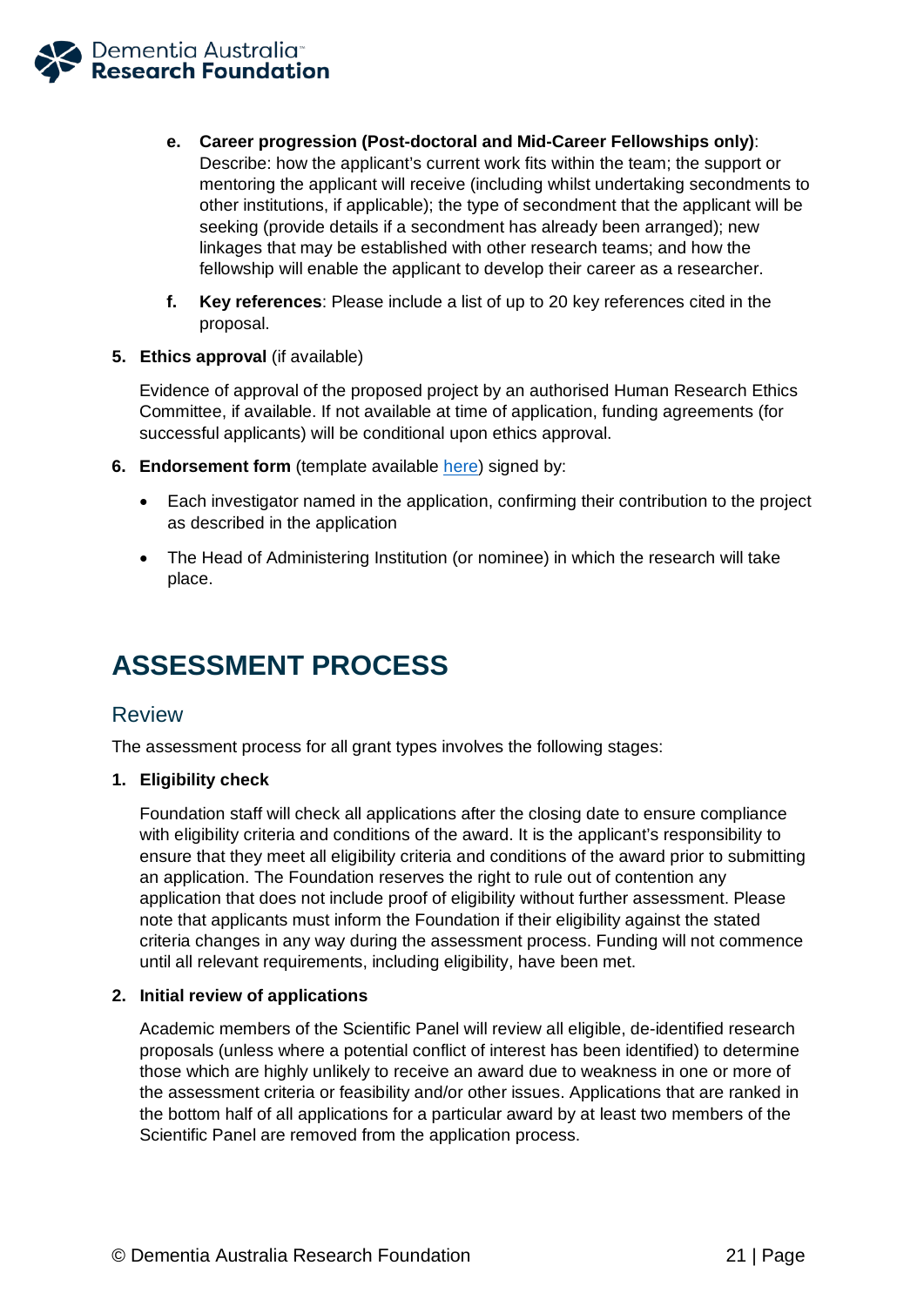e. **Career progression (Post-doctoral and Mid-Career Fellowships only)**: Describe: how the applicant's current work fits within the team; the support or mentoring the applicant will receive (including whilst undertaking secondments to other institutions, if applicable); the type of secondment that the applicant will be seeking (provide details if a secondment has already been arranged); new linkages that may be established with other research teams; and how the fellowship will enable the applicant to develop their career as a researcher.

f. **Key references**: Please include a list of up to 20 key references cited in the proposal.

5. **Ethics approval** (if available)

   Evidence of approval of the proposed project by an authorised Human Research Ethics Committee, if available. If not available at time of application, funding agreements (for successful applicants) will be conditional upon ethics approval.

6. **Endorsement form** (template available here) signed by:

   - Each investigator named in the application, confirming their contribution to the project as described in the application
   - The Head of Administering Institution (or nominee) in which the research will take place.

# ASSESSMENT PROCESS

## Review

The assessment process for all grant types involves the following stages:

1. **Eligibility check**

   Foundation staff will check all applications after the closing date to ensure compliance with eligibility criteria and conditions of the award. It is the applicant's responsibility to ensure that they meet all eligibility criteria and conditions of the award prior to submitting an application. The Foundation reserves the right to rule out of contention any application that does not include proof of eligibility without further assessment. Please note that applicants must inform the Foundation if their eligibility against the stated criteria changes in any way during the assessment process. Funding will not commence until all relevant requirements, including eligibility, have been met.

2. **Initial review of applications**

   Academic members of the Scientific Panel will review all eligible, de-identified research proposals (unless where a potential conflict of interest has been identified) to determine those which are highly unlikely to receive an award due to weakness in one or more of the assessment criteria or feasibility and/or other issues. Applications that are ranked in the bottom half of all applications for a particular award by at least two members of the Scientific Panel are removed from the application process.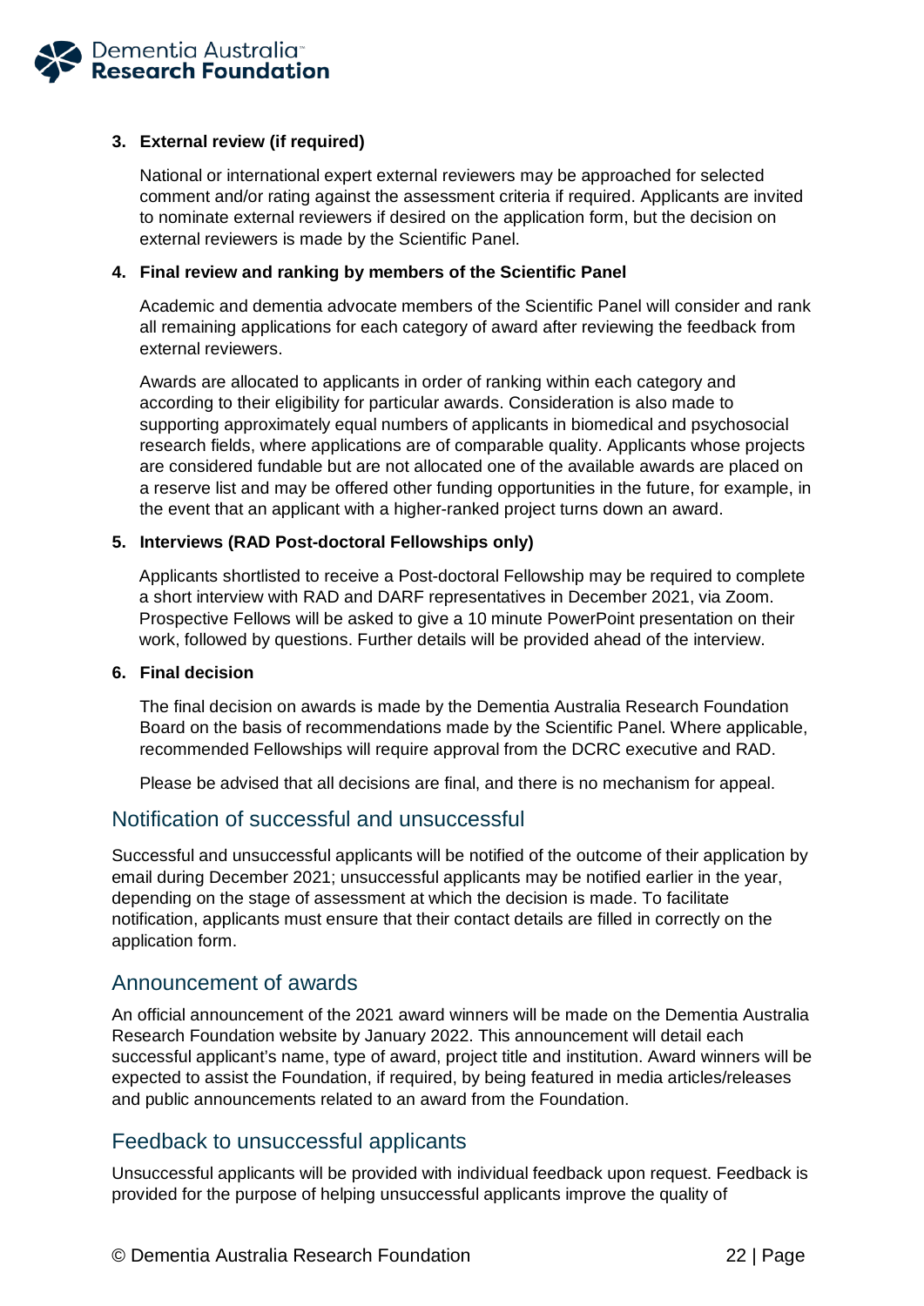3. **External review (if required)**

   National or international expert external reviewers may be approached for selected comment and/or rating against the assessment criteria if required. Applicants are invited to nominate external reviewers if desired on the application form, but the decision on external reviewers is made by the Scientific Panel.

4. **Final review and ranking by members of the Scientific Panel**

   Academic and dementia advocate members of the Scientific Panel will consider and rank all remaining applications for each category of award after reviewing the feedback from external reviewers.

   Awards are allocated to applicants in order of ranking within each category and according to their eligibility for particular awards. Consideration is also made to supporting approximately equal numbers of applicants in biomedical and psychosocial research fields, where applications are of comparable quality. Applicants whose projects are considered fundable but are not allocated one of the available awards are placed on a reserve list and may be offered other funding opportunities in the future, for example, in the event that an applicant with a higher-ranked project turns down an award.

5. **Interviews (RAD Post-doctoral Fellowships only)**

   Applicants shortlisted to receive a Post-doctoral Fellowship may be required to complete a short interview with RAD and DARF representatives in December 2021, via Zoom. Prospective Fellows will be asked to give a 10 minute PowerPoint presentation on their work, followed by questions. Further details will be provided ahead of the interview.

6. **Final decision**

   The final decision on awards is made by the Dementia Australia Research Foundation Board on the basis of recommendations made by the Scientific Panel. Where applicable, recommended Fellowships will require approval from the DCRC executive and RAD.

   Please be advised that all decisions are final, and there is no mechanism for appeal.

## Notification of successful and unsuccessful

Successful and unsuccessful applicants will be notified of the outcome of their application by email during December 2021; unsuccessful applicants may be notified earlier in the year, depending on the stage of assessment at which the decision is made. To facilitate notification, applicants must ensure that their contact details are filled in correctly on the application form.

## Announcement of awards

An official announcement of the 2021 award winners will be made on the Dementia Australia Research Foundation website by January 2022. This announcement will detail each successful applicant's name, type of award, project title and institution. Award winners will be expected to assist the Foundation, if required, by being featured in media articles/releases and public announcements related to an award from the Foundation.

## Feedback to unsuccessful applicants

Unsuccessful applicants will be provided with individual feedback upon request. Feedback is provided for the purpose of helping unsuccessful applicants improve the quality of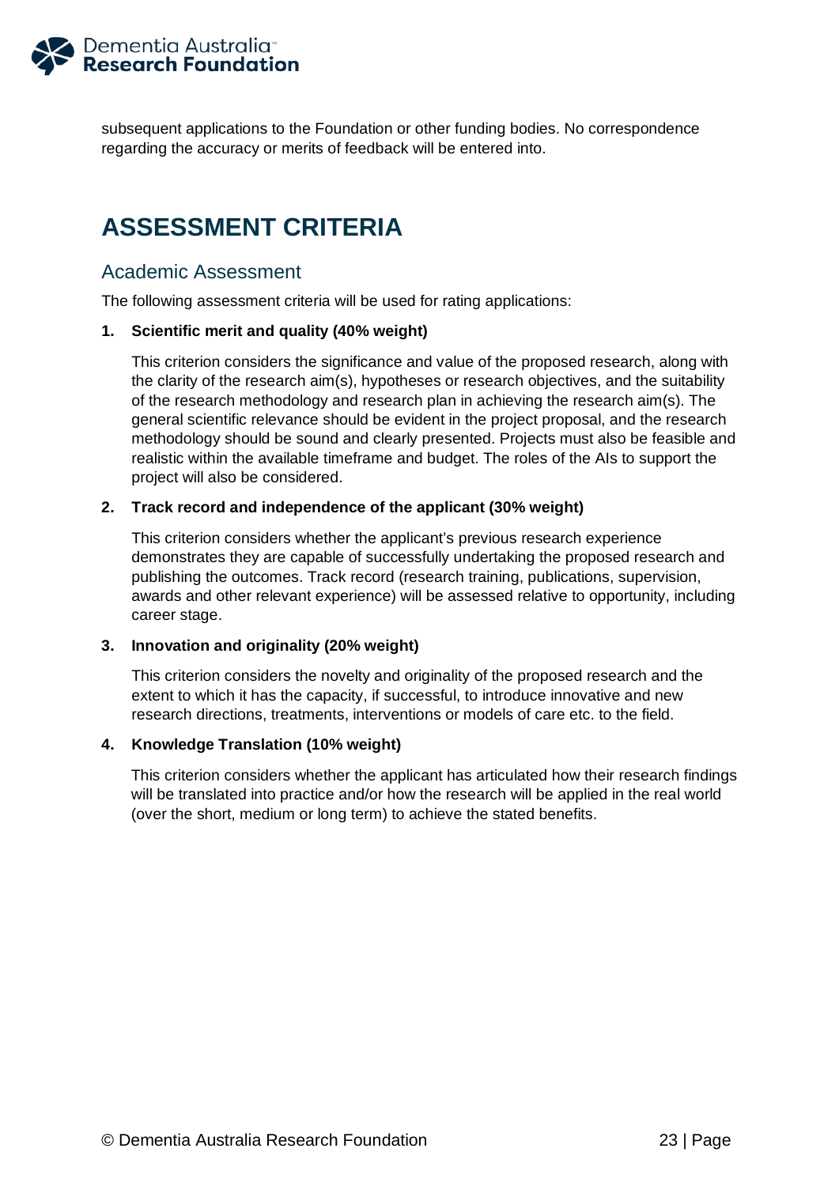subsequent applications to the Foundation or other funding bodies. No correspondence regarding the accuracy or merits of feedback will be entered into.

# ASSESSMENT CRITERIA

## Academic Assessment

The following assessment criteria will be used for rating applications:

1. **Scientific merit and quality (40% weight)**

   This criterion considers the significance and value of the proposed research, along with the clarity of the research aim(s), hypotheses or research objectives, and the suitability of the research methodology and research plan in achieving the research aim(s). The general scientific relevance should be evident in the project proposal, and the research methodology should be sound and clearly presented. Projects must also be feasible and realistic within the available timeframe and budget. The roles of the AIs to support the project will also be considered.

2. **Track record and independence of the applicant (30% weight)**

   This criterion considers whether the applicant's previous research experience demonstrates they are capable of successfully undertaking the proposed research and publishing the outcomes. Track record (research training, publications, supervision, awards and other relevant experience) will be assessed relative to opportunity, including career stage.

3. **Innovation and originality (20% weight)**

   This criterion considers the novelty and originality of the proposed research and the extent to which it has the capacity, if successful, to introduce innovative and new research directions, treatments, interventions or models of care etc. to the field.

4. **Knowledge Translation (10% weight)**

   This criterion considers whether the applicant has articulated how their research findings will be translated into practice and/or how the research will be applied in the real world (over the short, medium or long term) to achieve the stated benefits.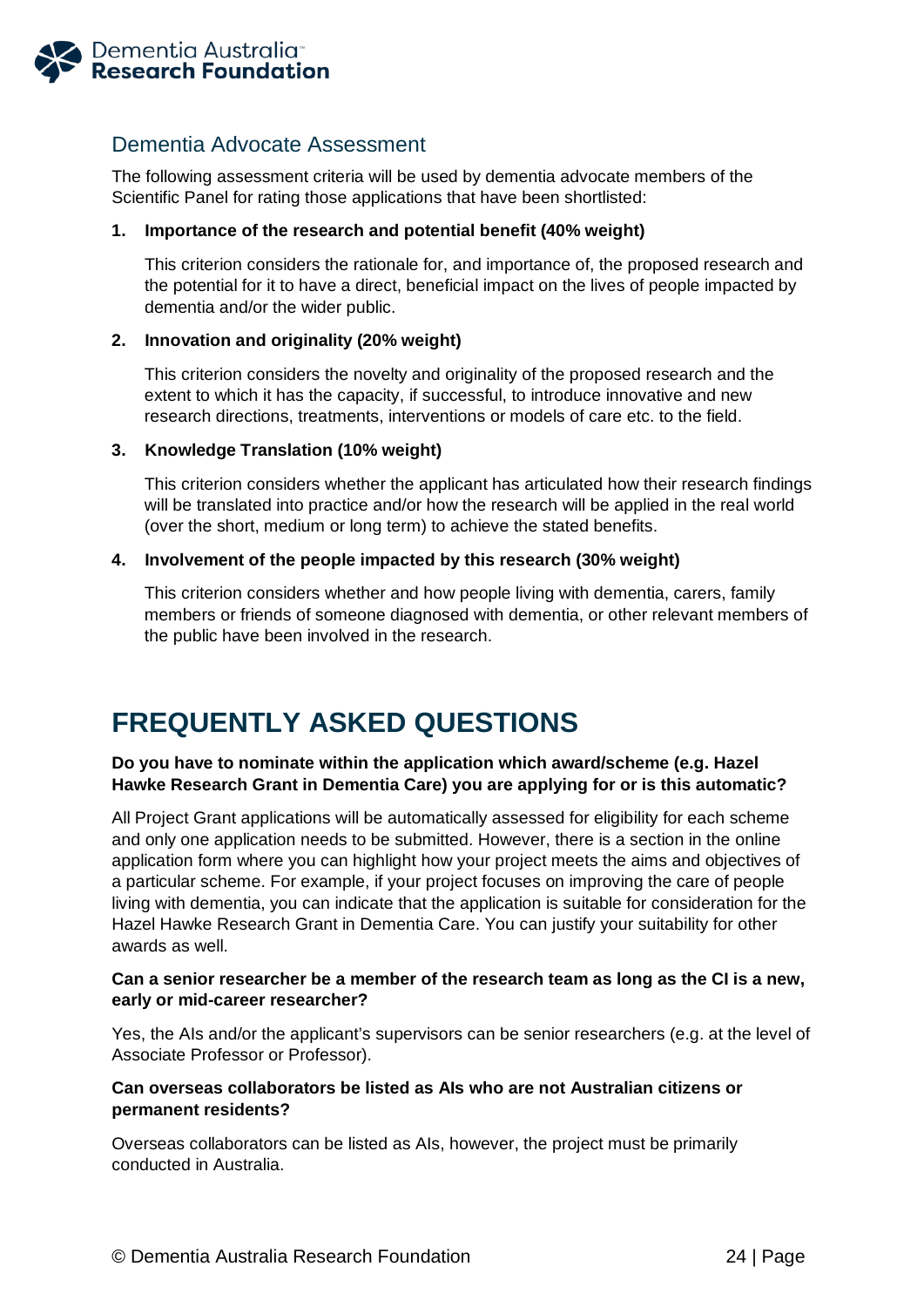## Dementia Advocate Assessment

The following assessment criteria will be used by dementia advocate members of the Scientific Panel for rating those applications that have been shortlisted:

1. **Importance of the research and potential benefit (40% weight)**

   This criterion considers the rationale for, and importance of, the proposed research and the potential for it to have a direct, beneficial impact on the lives of people impacted by dementia and/or the wider public.

2. **Innovation and originality (20% weight)**

   This criterion considers the novelty and originality of the proposed research and the extent to which it has the capacity, if successful, to introduce innovative and new research directions, treatments, interventions or models of care etc. to the field.

3. **Knowledge Translation (10% weight)**

   This criterion considers whether the applicant has articulated how their research findings will be translated into practice and/or how the research will be applied in the real world (over the short, medium or long term) to achieve the stated benefits.

4. **Involvement of the people impacted by this research (30% weight)**

   This criterion considers whether and how people living with dementia, carers, family members or friends of someone diagnosed with dementia, or other relevant members of the public have been involved in the research.

# FREQUENTLY ASKED QUESTIONS

**Do you have to nominate within the application which award/scheme (e.g. Hazel Hawke Research Grant in Dementia Care) you are applying for or is this automatic?**

All Project Grant applications will be automatically assessed for eligibility for each scheme and only one application needs to be submitted. However, there is a section in the online application form where you can highlight how your project meets the aims and objectives of a particular scheme. For example, if your project focuses on improving the care of people living with dementia, you can indicate that the application is suitable for consideration for the Hazel Hawke Research Grant in Dementia Care. You can justify your suitability for other awards as well.

**Can a senior researcher be a member of the research team as long as the CI is a new, early or mid-career researcher?**

Yes, the AIs and/or the applicant's supervisors can be senior researchers (e.g. at the level of Associate Professor or Professor).

**Can overseas collaborators be listed as AIs who are not Australian citizens or permanent residents?**

Overseas collaborators can be listed as AIs, however, the project must be primarily conducted in Australia.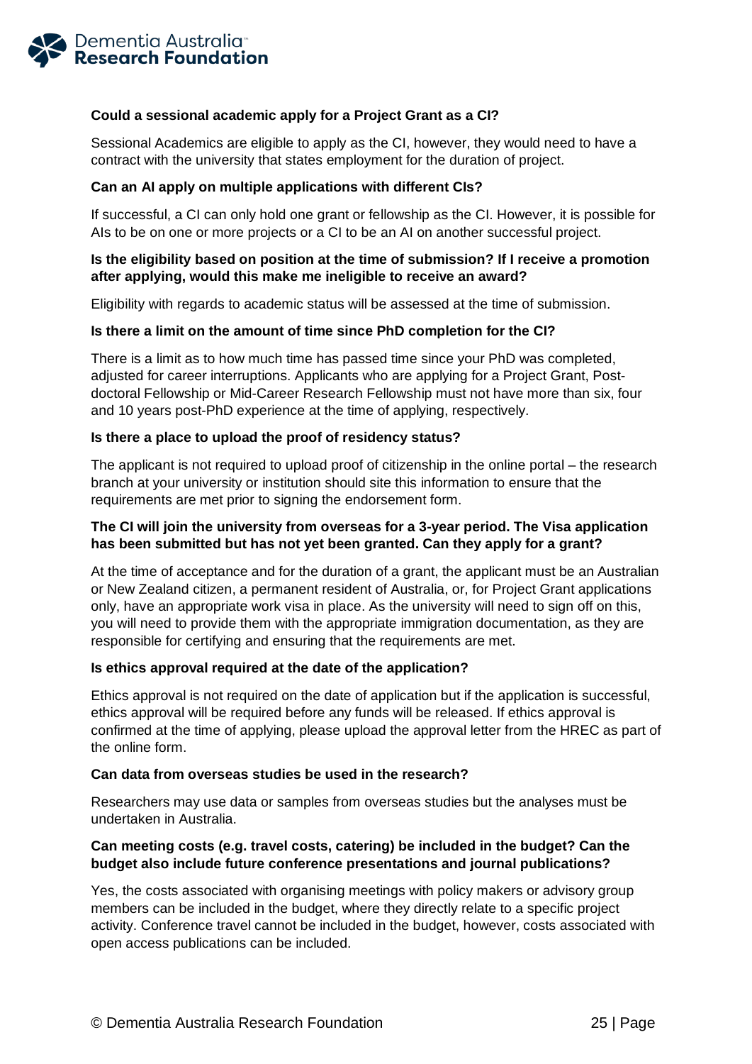**Could a sessional academic apply for a Project Grant as a CI?**

Sessional Academics are eligible to apply as the CI, however, they would need to have a contract with the university that states employment for the duration of project.

**Can an AI apply on multiple applications with different CIs?**

If successful, a CI can only hold one grant or fellowship as the CI. However, it is possible for AIs to be on one or more projects or a CI to be an AI on another successful project.

**Is the eligibility based on position at the time of submission? If I receive a promotion after applying, would this make me ineligible to receive an award?**

Eligibility with regards to academic status will be assessed at the time of submission.

**Is there a limit on the amount of time since PhD completion for the CI?**

There is a limit as to how much time has passed time since your PhD was completed, adjusted for career interruptions. Applicants who are applying for a Project Grant, Post-doctoral Fellowship or Mid-Career Research Fellowship must not have more than six, four and 10 years post-PhD experience at the time of applying, respectively.

**Is there a place to upload the proof of residency status?**

The applicant is not required to upload proof of citizenship in the online portal – the research branch at your university or institution should site this information to ensure that the requirements are met prior to signing the endorsement form.

**The CI will join the university from overseas for a 3-year period. The Visa application has been submitted but has not yet been granted. Can they apply for a grant?**

At the time of acceptance and for the duration of a grant, the applicant must be an Australian or New Zealand citizen, a permanent resident of Australia, or, for Project Grant applications only, have an appropriate work visa in place. As the university will need to sign off on this, you will need to provide them with the appropriate immigration documentation, as they are responsible for certifying and ensuring that the requirements are met.

**Is ethics approval required at the date of the application?**

Ethics approval is not required on the date of application but if the application is successful, ethics approval will be required before any funds will be released. If ethics approval is confirmed at the time of applying, please upload the approval letter from the HREC as part of the online form.

**Can data from overseas studies be used in the research?**

Researchers may use data or samples from overseas studies but the analyses must be undertaken in Australia.

**Can meeting costs (e.g. travel costs, catering) be included in the budget? Can the budget also include future conference presentations and journal publications?**

Yes, the costs associated with organising meetings with policy makers or advisory group members can be included in the budget, where they directly relate to a specific project activity. Conference travel cannot be included in the budget, however, costs associated with open access publications can be included.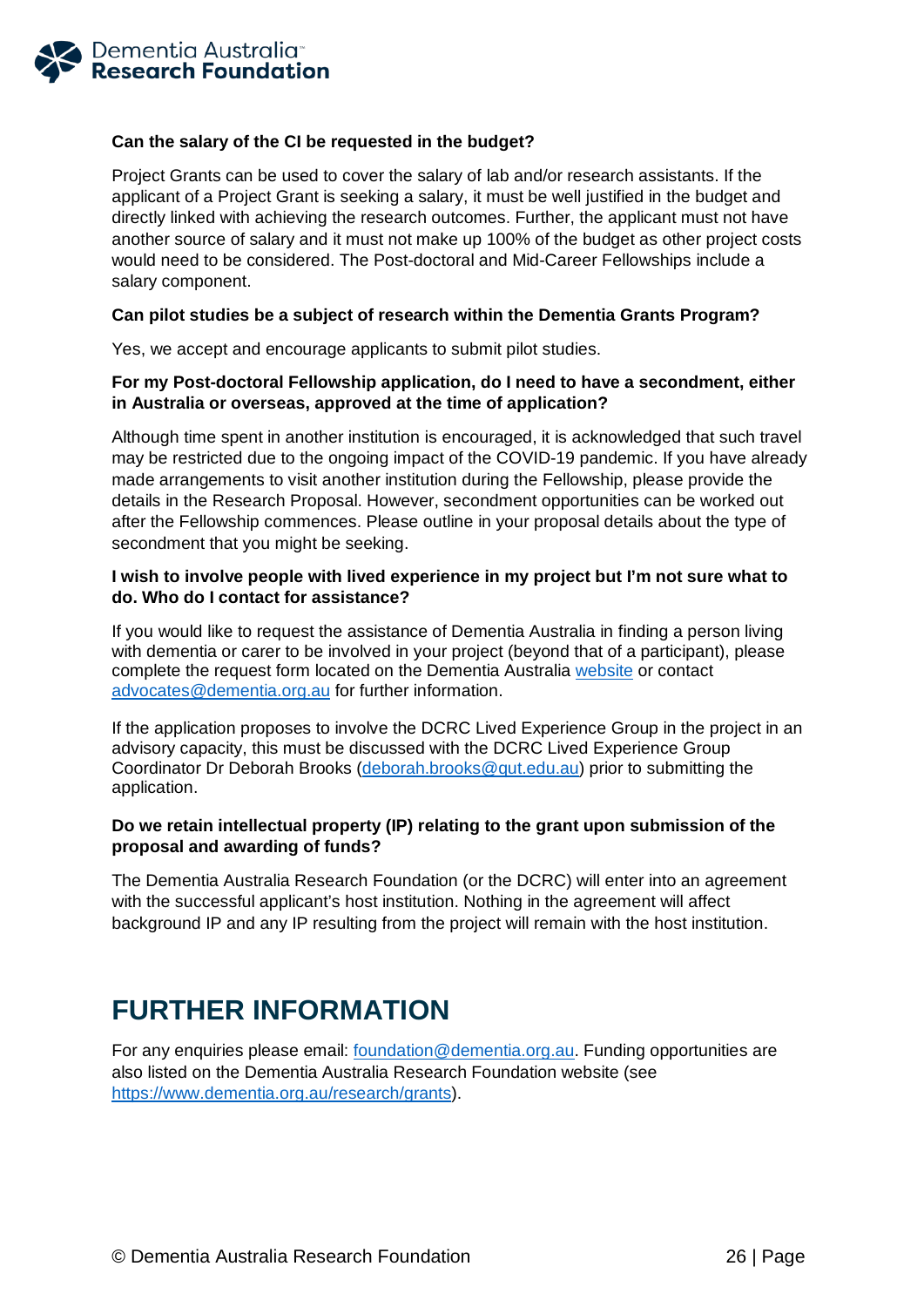**Can the salary of the CI be requested in the budget?**

Project Grants can be used to cover the salary of lab and/or research assistants. If the applicant of a Project Grant is seeking a salary, it must be well justified in the budget and directly linked with achieving the research outcomes. Further, the applicant must not have another source of salary and it must not make up 100% of the budget as other project costs would need to be considered. The Post-doctoral and Mid-Career Fellowships include a salary component.

**Can pilot studies be a subject of research within the Dementia Grants Program?**

Yes, we accept and encourage applicants to submit pilot studies.

**For my Post-doctoral Fellowship application, do I need to have a secondment, either in Australia or overseas, approved at the time of application?**

Although time spent in another institution is encouraged, it is acknowledged that such travel may be restricted due to the ongoing impact of the COVID-19 pandemic. If you have already made arrangements to visit another institution during the Fellowship, please provide the details in the Research Proposal. However, secondment opportunities can be worked out after the Fellowship commences. Please outline in your proposal details about the type of secondment that you might be seeking.

**I wish to involve people with lived experience in my project but I'm not sure what to do. Who do I contact for assistance?**

If you would like to request the assistance of Dementia Australia in finding a person living with dementia or carer to be involved in your project (beyond that of a participant), please complete the request form located on the Dementia Australia website or contact advocates@dementia.org.au for further information.

If the application proposes to involve the DCRC Lived Experience Group in the project in an advisory capacity, this must be discussed with the DCRC Lived Experience Group Coordinator Dr Deborah Brooks (deborah.brooks@qut.edu.au) prior to submitting the application.

**Do we retain intellectual property (IP) relating to the grant upon submission of the proposal and awarding of funds?**

The Dementia Australia Research Foundation (or the DCRC) will enter into an agreement with the successful applicant's host institution. Nothing in the agreement will affect background IP and any IP resulting from the project will remain with the host institution.

# FURTHER INFORMATION

For any enquiries please email: foundation@dementia.org.au. Funding opportunities are also listed on the Dementia Australia Research Foundation website (see https://www.dementia.org.au/research/grants).